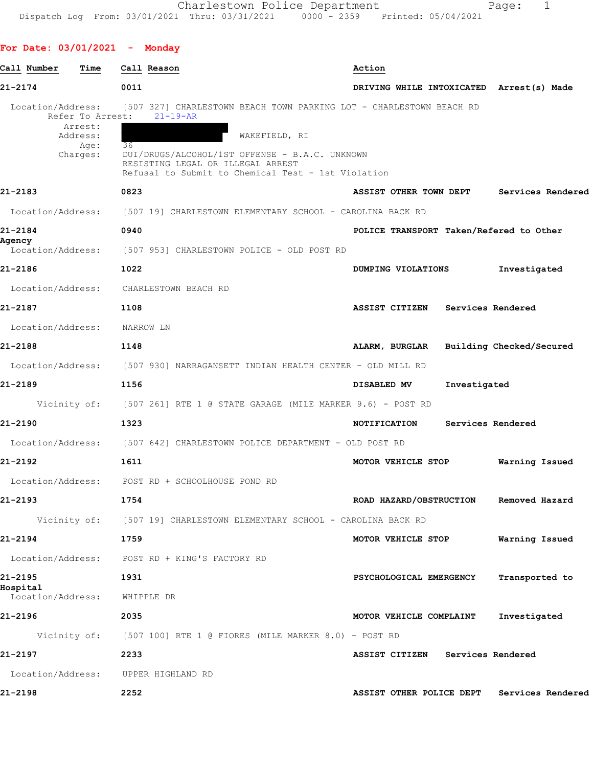**For Date: 03/01/2021 - Monday**

| Call Number | Time | Call Reason | Action |
|---|---|---|---|
| 21-2174 | 0011 | DRIVING WHILE INTOXICATED | Arrest(s) Made |

Location/Address: [507 327] CHARLESTOWN BEACH TOWN PARKING LOT - CHARLESTOWN BEACH RD
Refer To Arrest: 21-19-AR
Arrest:
Address: WAKEFIELD, RI
Age: 36
Charges: DUI/DRUGS/ALCOHOL/1ST OFFENSE - B.A.C. UNKNOWN
RESISTING LEGAL OR ILLEGAL ARREST
Refusal to Submit to Chemical Test - 1st Violation

| Call Number | Time | Call Reason | Action |
|---|---|---|---|
| 21-2183 | 0823 | ASSIST OTHER TOWN DEPT | Services Rendered |

Location/Address: [507 19] CHARLESTOWN ELEMENTARY SCHOOL - CAROLINA BACK RD

| Call Number | Time | Call Reason | Action |
|---|---|---|---|
| 21-2184 | 0940 | POLICE TRANSPORT | Taken/Refered to Other Agency |

Location/Address: [507 953] CHARLESTOWN POLICE - OLD POST RD

| Call Number | Time | Call Reason | Action |
|---|---|---|---|
| 21-2186 | 1022 | DUMPING VIOLATIONS | Investigated |

Location/Address: CHARLESTOWN BEACH RD

| Call Number | Time | Call Reason | Action |
|---|---|---|---|
| 21-2187 | 1108 | ASSIST CITIZEN | Services Rendered |

Location/Address: NARROW LN

| Call Number | Time | Call Reason | Action |
|---|---|---|---|
| 21-2188 | 1148 | ALARM, BURGLAR | Building Checked/Secured |

Location/Address: [507 930] NARRAGANSETT INDIAN HEALTH CENTER - OLD MILL RD

| Call Number | Time | Call Reason | Action |
|---|---|---|---|
| 21-2189 | 1156 | DISABLED MV | Investigated |

Vicinity of: [507 261] RTE 1 @ STATE GARAGE (MILE MARKER 9.6) - POST RD

| Call Number | Time | Call Reason | Action |
|---|---|---|---|
| 21-2190 | 1323 | NOTIFICATION | Services Rendered |

Location/Address: [507 642] CHARLESTOWN POLICE DEPARTMENT - OLD POST RD

| Call Number | Time | Call Reason | Action |
|---|---|---|---|
| 21-2192 | 1611 | MOTOR VEHICLE STOP | Warning Issued |

Location/Address: POST RD + SCHOOLHOUSE POND RD

| Call Number | Time | Call Reason | Action |
|---|---|---|---|
| 21-2193 | 1754 | ROAD HAZARD/OBSTRUCTION | Removed Hazard |

Vicinity of: [507 19] CHARLESTOWN ELEMENTARY SCHOOL - CAROLINA BACK RD

| Call Number | Time | Call Reason | Action |
|---|---|---|---|
| 21-2194 | 1759 | MOTOR VEHICLE STOP | Warning Issued |

Location/Address: POST RD + KING'S FACTORY RD

| Call Number | Time | Call Reason | Action |
|---|---|---|---|
| 21-2195 | 1931 | PSYCHOLOGICAL EMERGENCY | Transported to Hospital |

Location/Address: WHIPPLE DR

| Call Number | Time | Call Reason | Action |
|---|---|---|---|
| 21-2196 | 2035 | MOTOR VEHICLE COMPLAINT | Investigated |

Vicinity of: [507 100] RTE 1 @ FIORES (MILE MARKER 8.0) - POST RD

| Call Number | Time | Call Reason | Action |
|---|---|---|---|
| 21-2197 | 2233 | ASSIST CITIZEN | Services Rendered |

Location/Address: UPPER HIGHLAND RD

| Call Number | Time | Call Reason | Action |
|---|---|---|---|
| 21-2198 | 2252 | ASSIST OTHER POLICE DEPT | Services Rendered |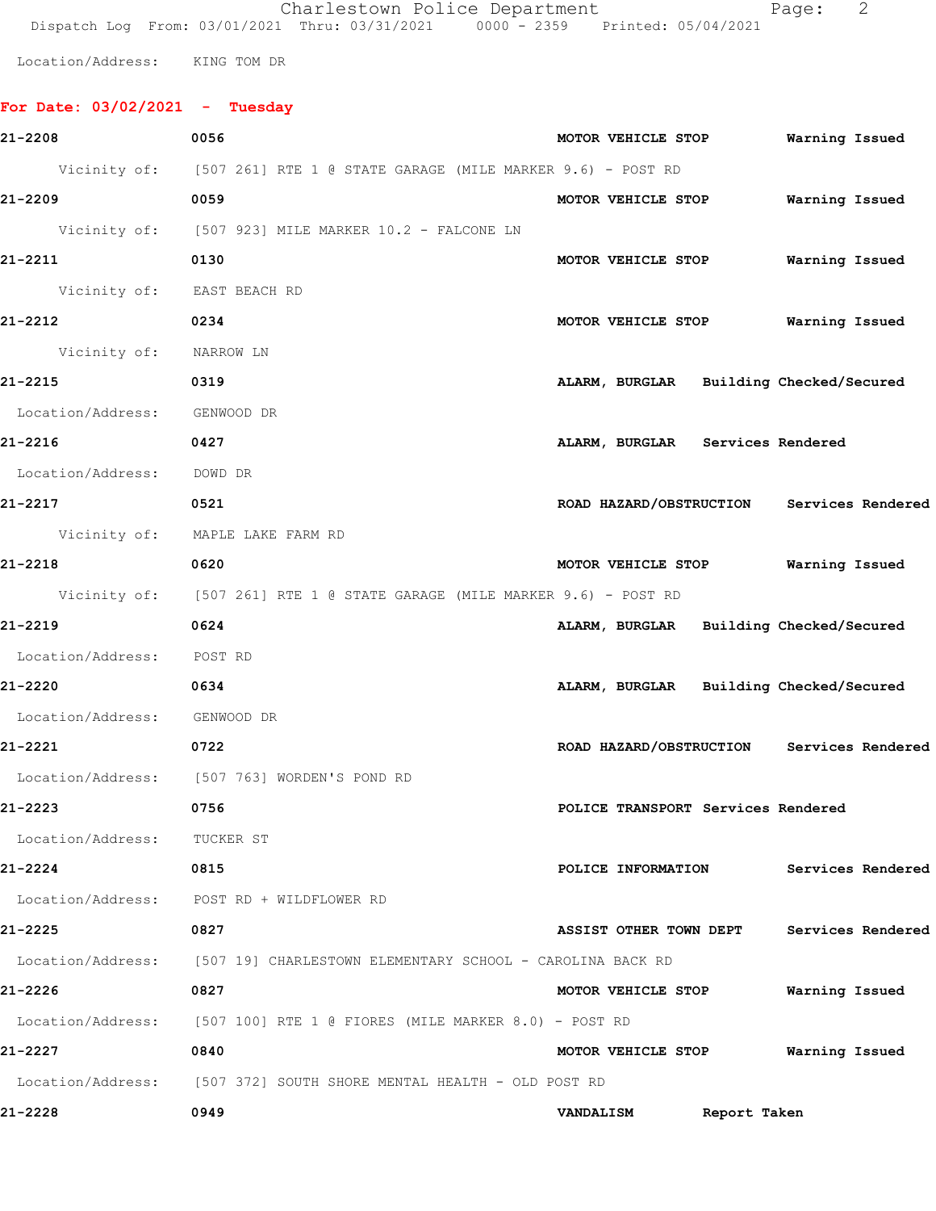Location/Address: KING TOM DR

## For Date: 03/02/2021 - Tuesday

| Call # | Time | Call Reason | Action |
|---|---|---|---|
| 21-2208 | 0056 | MOTOR VEHICLE STOP | Warning Issued |
| | Vicinity of: [507 261] RTE 1 @ STATE GARAGE (MILE MARKER 9.6) - POST RD | | |
| 21-2209 | 0059 | MOTOR VEHICLE STOP | Warning Issued |
| | Vicinity of: [507 923] MILE MARKER 10.2 - FALCONE LN | | |
| 21-2211 | 0130 | MOTOR VEHICLE STOP | Warning Issued |
| | Vicinity of: EAST BEACH RD | | |
| 21-2212 | 0234 | MOTOR VEHICLE STOP | Warning Issued |
| | Vicinity of: NARROW LN | | |
| 21-2215 | 0319 | ALARM, BURGLAR | Building Checked/Secured |
| | Location/Address: GENWOOD DR | | |
| 21-2216 | 0427 | ALARM, BURGLAR | Services Rendered |
| | Location/Address: DOWD DR | | |
| 21-2217 | 0521 | ROAD HAZARD/OBSTRUCTION | Services Rendered |
| | Vicinity of: MAPLE LAKE FARM RD | | |
| 21-2218 | 0620 | MOTOR VEHICLE STOP | Warning Issued |
| | Vicinity of: [507 261] RTE 1 @ STATE GARAGE (MILE MARKER 9.6) - POST RD | | |
| 21-2219 | 0624 | ALARM, BURGLAR | Building Checked/Secured |
| | Location/Address: POST RD | | |
| 21-2220 | 0634 | ALARM, BURGLAR | Building Checked/Secured |
| | Location/Address: GENWOOD DR | | |
| 21-2221 | 0722 | ROAD HAZARD/OBSTRUCTION | Services Rendered |
| | Location/Address: [507 763] WORDEN'S POND RD | | |
| 21-2223 | 0756 | POLICE TRANSPORT | Services Rendered |
| | Location/Address: TUCKER ST | | |
| 21-2224 | 0815 | POLICE INFORMATION | Services Rendered |
| | Location/Address: POST RD + WILDFLOWER RD | | |
| 21-2225 | 0827 | ASSIST OTHER TOWN DEPT | Services Rendered |
| | Location/Address: [507 19] CHARLESTOWN ELEMENTARY SCHOOL - CAROLINA BACK RD | | |
| 21-2226 | 0827 | MOTOR VEHICLE STOP | Warning Issued |
| | Location/Address: [507 100] RTE 1 @ FIORES (MILE MARKER 8.0) - POST RD | | |
| 21-2227 | 0840 | MOTOR VEHICLE STOP | Warning Issued |
| | Location/Address: [507 372] SOUTH SHORE MENTAL HEALTH - OLD POST RD | | |
| 21-2228 | 0949 | VANDALISM | Report Taken |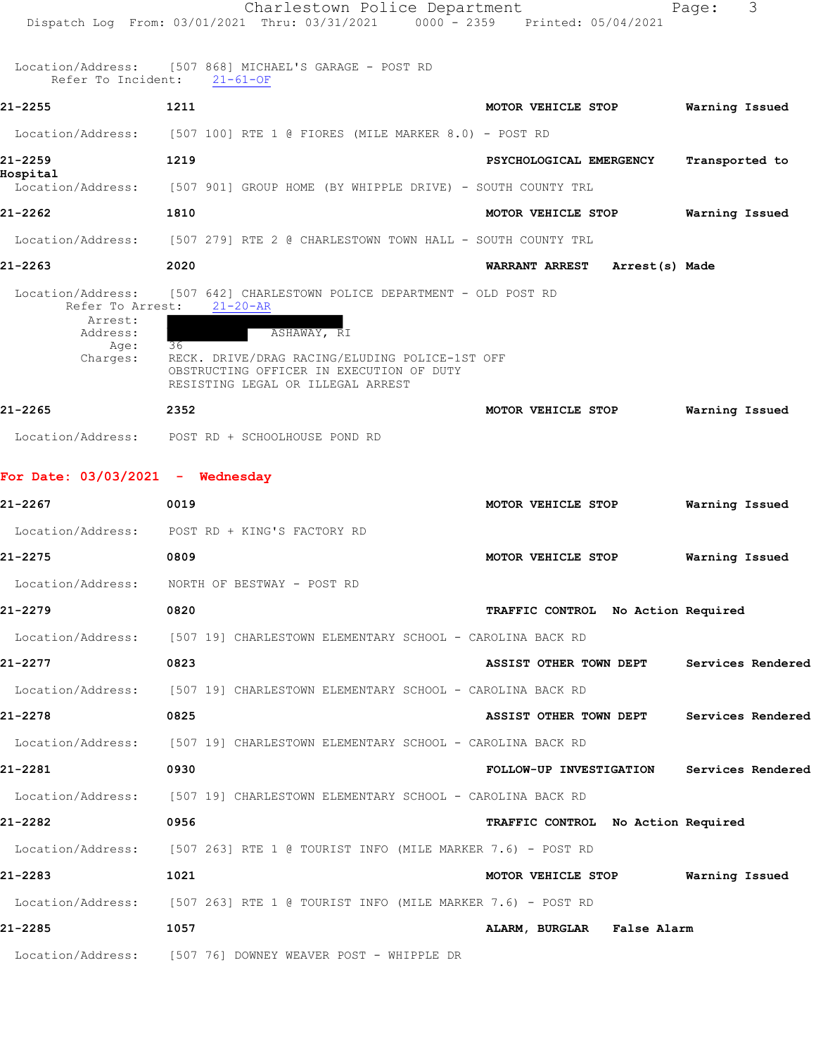Location/Address: [507 868] MICHAEL'S GARAGE - POST RD
Refer To Incident: 21-61-OF

**21-2255** **1211** **MOTOR VEHICLE STOP** **Warning Issued**

Location/Address: [507 100] RTE 1 @ FIORES (MILE MARKER 8.0) - POST RD

**21-2259** **1219** **PSYCHOLOGICAL EMERGENCY** **Transported to Hospital**

Location/Address: [507 901] GROUP HOME (BY WHIPPLE DRIVE) - SOUTH COUNTY TRL

**21-2262** **1810** **MOTOR VEHICLE STOP** **Warning Issued**

Location/Address: [507 279] RTE 2 @ CHARLESTOWN TOWN HALL - SOUTH COUNTY TRL

**21-2263** **2020** **WARRANT ARREST** **Arrest(s) Made**

Location/Address: [507 642] CHARLESTOWN POLICE DEPARTMENT - OLD POST RD
Refer To Arrest: 21-20-AR
Arrest:
Address: ASHAWAY, RI
Age: 36
Charges: RECK. DRIVE/DRAG RACING/ELUDING POLICE-1ST OFF
OBSTRUCTING OFFICER IN EXECUTION OF DUTY
RESISTING LEGAL OR ILLEGAL ARREST

**21-2265** **2352** **MOTOR VEHICLE STOP** **Warning Issued**

Location/Address: POST RD + SCHOOLHOUSE POND RD

## For Date: 03/03/2021 - Wednesday

**21-2267** **0019** **MOTOR VEHICLE STOP** **Warning Issued**

Location/Address: POST RD + KING'S FACTORY RD

**21-2275** **0809** **MOTOR VEHICLE STOP** **Warning Issued**

Location/Address: NORTH OF BESTWAY - POST RD

**21-2279** **0820** **TRAFFIC CONTROL** **No Action Required**

Location/Address: [507 19] CHARLESTOWN ELEMENTARY SCHOOL - CAROLINA BACK RD

**21-2277** **0823** **ASSIST OTHER TOWN DEPT** **Services Rendered**

Location/Address: [507 19] CHARLESTOWN ELEMENTARY SCHOOL - CAROLINA BACK RD

**21-2278** **0825** **ASSIST OTHER TOWN DEPT** **Services Rendered**

Location/Address: [507 19] CHARLESTOWN ELEMENTARY SCHOOL - CAROLINA BACK RD

**21-2281** **0930** **FOLLOW-UP INVESTIGATION** **Services Rendered**

Location/Address: [507 19] CHARLESTOWN ELEMENTARY SCHOOL - CAROLINA BACK RD

**21-2282** **0956** **TRAFFIC CONTROL** **No Action Required**

Location/Address: [507 263] RTE 1 @ TOURIST INFO (MILE MARKER 7.6) - POST RD

**21-2283** **1021** **MOTOR VEHICLE STOP** **Warning Issued**

Location/Address: [507 263] RTE 1 @ TOURIST INFO (MILE MARKER 7.6) - POST RD

**21-2285** **1057** **ALARM, BURGLAR** **False Alarm**

Location/Address: [507 76] DOWNEY WEAVER POST - WHIPPLE DR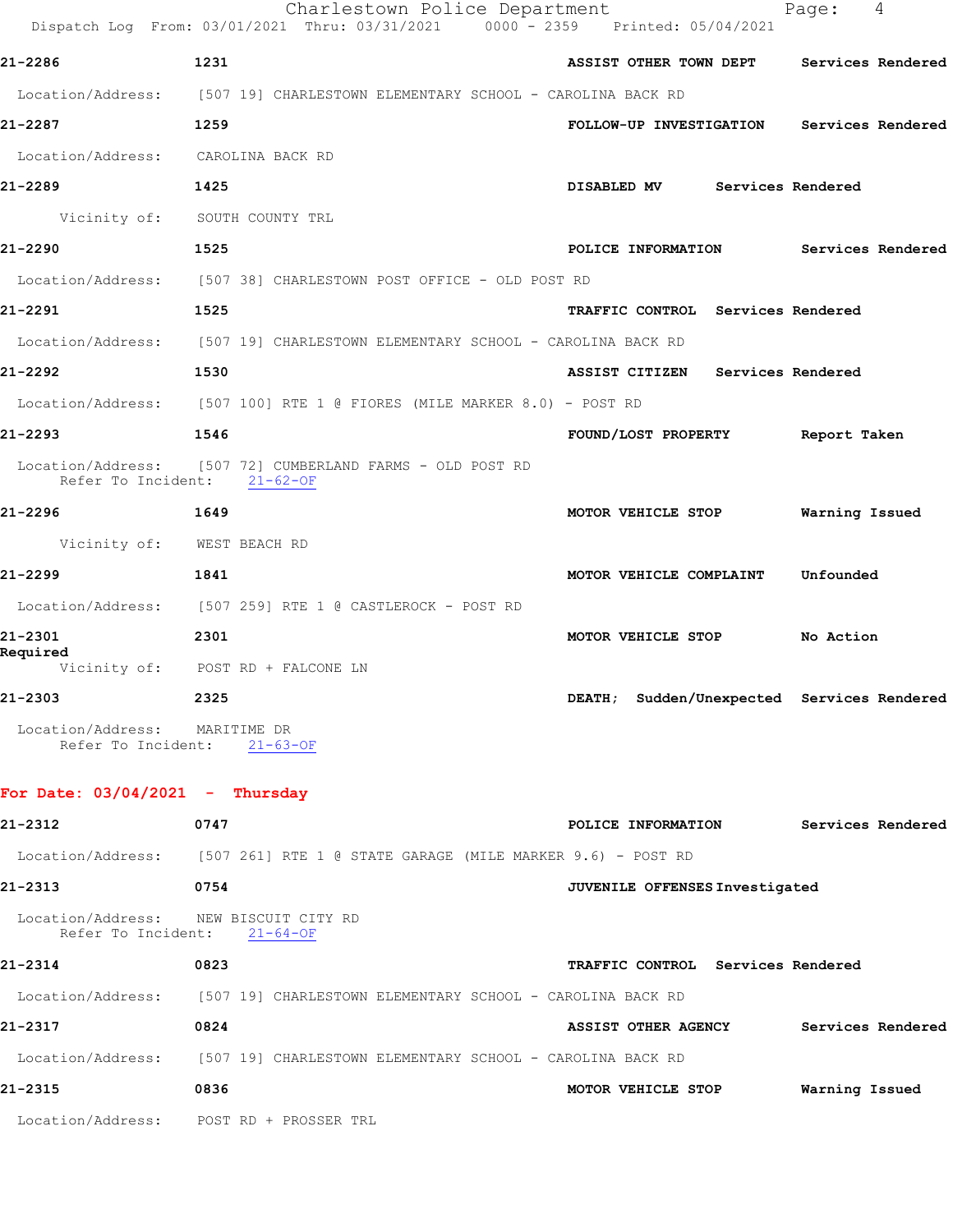21-2286 1231 ASSIST OTHER TOWN DEPT Services Rendered

Location/Address: [507 19] CHARLESTOWN ELEMENTARY SCHOOL - CAROLINA BACK RD

21-2287 1259 FOLLOW-UP INVESTIGATION Services Rendered

Location/Address: CAROLINA BACK RD

21-2289 1425 DISABLED MV Services Rendered

Vicinity of: SOUTH COUNTY TRL

21-2290 1525 POLICE INFORMATION Services Rendered

Location/Address: [507 38] CHARLESTOWN POST OFFICE - OLD POST RD

21-2291 1525 TRAFFIC CONTROL Services Rendered

Location/Address: [507 19] CHARLESTOWN ELEMENTARY SCHOOL - CAROLINA BACK RD

21-2292 1530 ASSIST CITIZEN Services Rendered

Location/Address: [507 100] RTE 1 @ FIORES (MILE MARKER 8.0) - POST RD

21-2293 1546 FOUND/LOST PROPERTY Report Taken

Location/Address: [507 72] CUMBERLAND FARMS - OLD POST RD
Refer To Incident: 21-62-OF

21-2296 1649 MOTOR VEHICLE STOP Warning Issued

Vicinity of: WEST BEACH RD

21-2299 1841 MOTOR VEHICLE COMPLAINT Unfounded

Location/Address: [507 259] RTE 1 @ CASTLEROCK - POST RD

21-2301 2301 MOTOR VEHICLE STOP No Action Required

Vicinity of: POST RD + FALCONE LN

21-2303 2325 DEATH; Sudden/Unexpected Services Rendered

Location/Address: MARITIME DR
Refer To Incident: 21-63-OF

**For Date: 03/04/2021 - Thursday**

21-2312 0747 POLICE INFORMATION Services Rendered

Location/Address: [507 261] RTE 1 @ STATE GARAGE (MILE MARKER 9.6) - POST RD

21-2313 0754 JUVENILE OFFENSES Investigated

Location/Address: NEW BISCUIT CITY RD
Refer To Incident: 21-64-OF

21-2314 0823 TRAFFIC CONTROL Services Rendered

Location/Address: [507 19] CHARLESTOWN ELEMENTARY SCHOOL - CAROLINA BACK RD

21-2317 0824 ASSIST OTHER AGENCY Services Rendered

Location/Address: [507 19] CHARLESTOWN ELEMENTARY SCHOOL - CAROLINA BACK RD

21-2315 0836 MOTOR VEHICLE STOP Warning Issued

Location/Address: POST RD + PROSSER TRL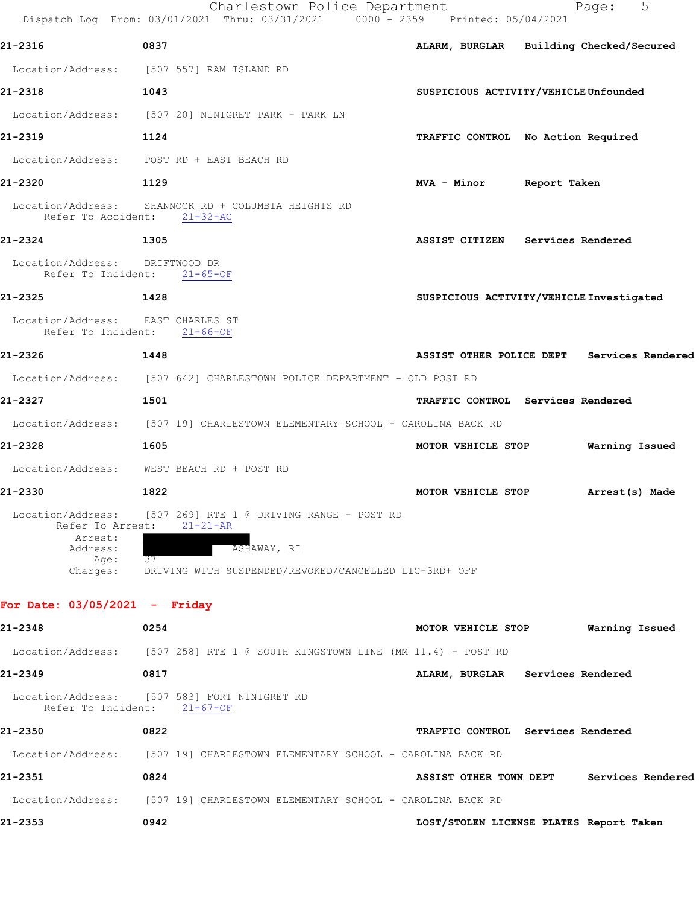**21-2316** 0837 **ALARM, BURGLAR** **Building Checked/Secured**

Location/Address: [507 557] RAM ISLAND RD

**21-2318** 1043 **SUSPICIOUS ACTIVITY/VEHICLE** **Unfounded**

Location/Address: [507 20] NINIGRET PARK - PARK LN

**21-2319** 1124 **TRAFFIC CONTROL** **No Action Required**

Location/Address: POST RD + EAST BEACH RD

**21-2320** 1129 **MVA - Minor** **Report Taken**

Location/Address: SHANNOCK RD + COLUMBIA HEIGHTS RD
Refer To Accident: 21-32-AC

**21-2324** 1305 **ASSIST CITIZEN** **Services Rendered**

Location/Address: DRIFTWOOD DR
Refer To Incident: 21-65-OF

**21-2325** 1428 **SUSPICIOUS ACTIVITY/VEHICLE** **Investigated**

Location/Address: EAST CHARLES ST
Refer To Incident: 21-66-OF

**21-2326** 1448 **ASSIST OTHER POLICE DEPT** **Services Rendered**

Location/Address: [507 642] CHARLESTOWN POLICE DEPARTMENT - OLD POST RD

**21-2327** 1501 **TRAFFIC CONTROL** **Services Rendered**

Location/Address: [507 19] CHARLESTOWN ELEMENTARY SCHOOL - CAROLINA BACK RD

**21-2328** 1605 **MOTOR VEHICLE STOP** **Warning Issued**

Location/Address: WEST BEACH RD + POST RD

**21-2330** 1822 **MOTOR VEHICLE STOP** **Arrest(s) Made**

Location/Address: [507 269] RTE 1 @ DRIVING RANGE - POST RD
Refer To Arrest: 21-21-AR
Arrest: [REDACTED]
Address: [REDACTED] ASHAWAY, RI
Age: 37
Charges: DRIVING WITH SUSPENDED/REVOKED/CANCELLED LIC-3RD+ OFF

## For Date: 03/05/2021 - Friday

**21-2348** 0254 **MOTOR VEHICLE STOP** **Warning Issued**

Location/Address: [507 258] RTE 1 @ SOUTH KINGSTOWN LINE (MM 11.4) - POST RD

**21-2349** 0817 **ALARM, BURGLAR** **Services Rendered**

Location/Address: [507 583] FORT NINIGRET RD
Refer To Incident: 21-67-OF

**21-2350** 0822 **TRAFFIC CONTROL** **Services Rendered**

Location/Address: [507 19] CHARLESTOWN ELEMENTARY SCHOOL - CAROLINA BACK RD

**21-2351** 0824 **ASSIST OTHER TOWN DEPT** **Services Rendered**

Location/Address: [507 19] CHARLESTOWN ELEMENTARY SCHOOL - CAROLINA BACK RD

**21-2353** 0942 **LOST/STOLEN LICENSE PLATES** **Report Taken**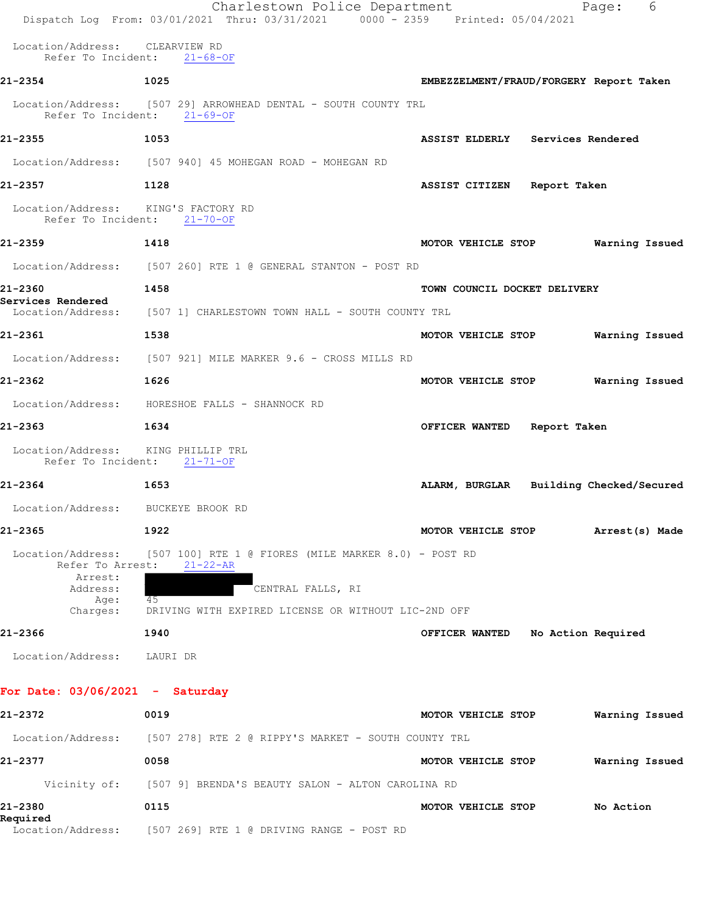Location/Address: CLEARVIEW RD
Refer To Incident: 21-68-OF

**21-2354** 1025 **EMBEZZELMENT/FRAUD/FORGERY Report Taken**

Location/Address: [507 29] ARROWHEAD DENTAL - SOUTH COUNTY TRL
Refer To Incident: 21-69-OF

**21-2355** 1053 **ASSIST ELDERLY Services Rendered**

Location/Address: [507 940] 45 MOHEGAN ROAD - MOHEGAN RD

**21-2357** 1128 **ASSIST CITIZEN Report Taken**

Location/Address: KING'S FACTORY RD
Refer To Incident: 21-70-OF

**21-2359** 1418 **MOTOR VEHICLE STOP Warning Issued**

Location/Address: [507 260] RTE 1 @ GENERAL STANTON - POST RD

**21-2360** 1458 **TOWN COUNCIL DOCKET DELIVERY Services Rendered**

Location/Address: [507 1] CHARLESTOWN TOWN HALL - SOUTH COUNTY TRL

**21-2361** 1538 **MOTOR VEHICLE STOP Warning Issued**

Location/Address: [507 921] MILE MARKER 9.6 - CROSS MILLS RD

**21-2362** 1626 **MOTOR VEHICLE STOP Warning Issued**

Location/Address: HORESHOE FALLS - SHANNOCK RD

**21-2363** 1634 **OFFICER WANTED Report Taken**

Location/Address: KING PHILLIP TRL
Refer To Incident: 21-71-OF

**21-2364** 1653 **ALARM, BURGLAR Building Checked/Secured**

Location/Address: BUCKEYE BROOK RD

**21-2365** 1922 **MOTOR VEHICLE STOP Arrest(s) Made**

Location/Address: [507 100] RTE 1 @ FIORES (MILE MARKER 8.0) - POST RD
Refer To Arrest: 21-22-AR
Arrest:
Address: CENTRAL FALLS, RI
Age: 45
Charges: DRIVING WITH EXPIRED LICENSE OR WITHOUT LIC-2ND OFF

**21-2366** 1940 **OFFICER WANTED No Action Required**

Location/Address: LAURI DR

## For Date: 03/06/2021 - Saturday

**21-2372** 0019 **MOTOR VEHICLE STOP Warning Issued**

Location/Address: [507 278] RTE 2 @ RIPPY'S MARKET - SOUTH COUNTY TRL

**21-2377** 0058 **MOTOR VEHICLE STOP Warning Issued**

Vicinity of: [507 9] BRENDA'S BEAUTY SALON - ALTON CAROLINA RD

**21-2380** 0115 **MOTOR VEHICLE STOP No Action Required**

Location/Address: [507 269] RTE 1 @ DRIVING RANGE - POST RD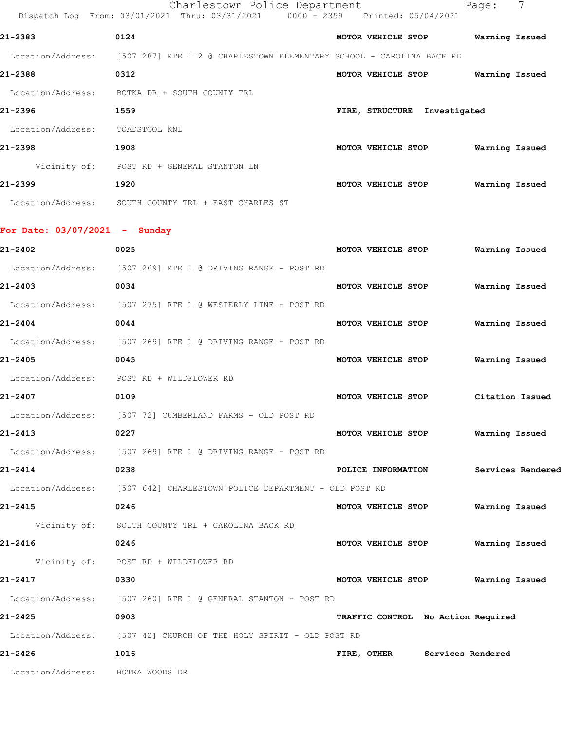21-2383 0124 MOTOR VEHICLE STOP Warning Issued

Location/Address: [507 287] RTE 112 @ CHARLESTOWN ELEMENTARY SCHOOL - CAROLINA BACK RD

21-2388 0312 MOTOR VEHICLE STOP Warning Issued

Location/Address: BOTKA DR + SOUTH COUNTY TRL

21-2396 1559 FIRE, STRUCTURE Investigated

Location/Address: TOADSTOOL KNL

21-2398 1908 MOTOR VEHICLE STOP Warning Issued

Vicinity of: POST RD + GENERAL STANTON LN

21-2399 1920 MOTOR VEHICLE STOP Warning Issued

Location/Address: SOUTH COUNTY TRL + EAST CHARLES ST

**For Date: 03/07/2021 - Sunday**

21-2402 0025 MOTOR VEHICLE STOP Warning Issued

Location/Address: [507 269] RTE 1 @ DRIVING RANGE - POST RD

21-2403 0034 MOTOR VEHICLE STOP Warning Issued

Location/Address: [507 275] RTE 1 @ WESTERLY LINE - POST RD

21-2404 0044 MOTOR VEHICLE STOP Warning Issued

Location/Address: [507 269] RTE 1 @ DRIVING RANGE - POST RD

21-2405 0045 MOTOR VEHICLE STOP Warning Issued

Location/Address: POST RD + WILDFLOWER RD

21-2407 0109 MOTOR VEHICLE STOP Citation Issued

Location/Address: [507 72] CUMBERLAND FARMS - OLD POST RD

21-2413 0227 MOTOR VEHICLE STOP Warning Issued

Location/Address: [507 269] RTE 1 @ DRIVING RANGE - POST RD

21-2414 0238 POLICE INFORMATION Services Rendered

Location/Address: [507 642] CHARLESTOWN POLICE DEPARTMENT - OLD POST RD

21-2415 0246 MOTOR VEHICLE STOP Warning Issued

Vicinity of: SOUTH COUNTY TRL + CAROLINA BACK RD

21-2416 0246 MOTOR VEHICLE STOP Warning Issued

Vicinity of: POST RD + WILDFLOWER RD

21-2417 0330 MOTOR VEHICLE STOP Warning Issued

Location/Address: [507 260] RTE 1 @ GENERAL STANTON - POST RD

21-2425 0903 TRAFFIC CONTROL No Action Required

Location/Address: [507 42] CHURCH OF THE HOLY SPIRIT - OLD POST RD

21-2426 1016 FIRE, OTHER Services Rendered

Location/Address: BOTKA WOODS DR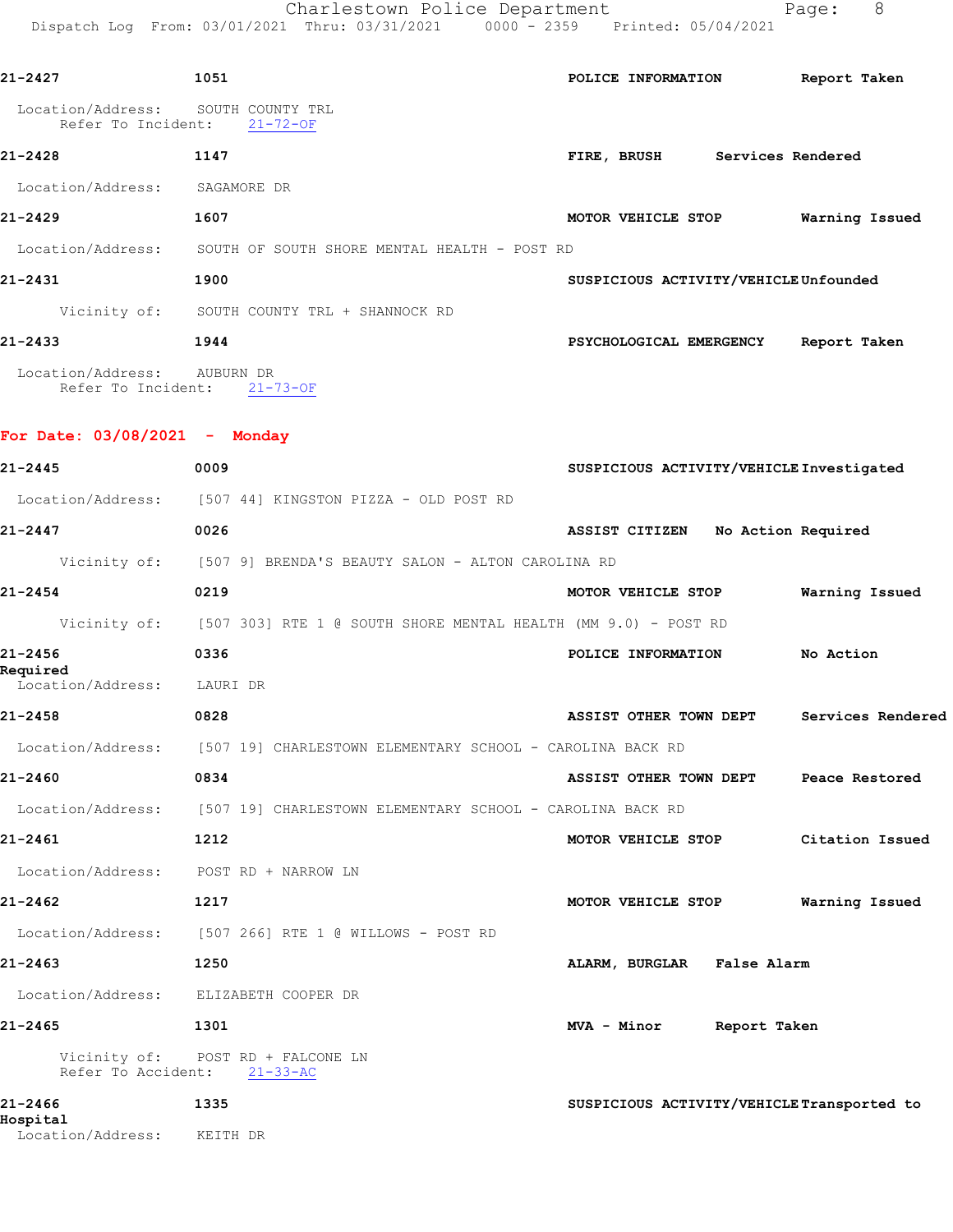**21-2427** 1051 **POLICE INFORMATION** **Report Taken**

Location/Address: SOUTH COUNTY TRL
Refer To Incident: 21-72-OF

**21-2428** 1147 **FIRE, BRUSH** **Services Rendered**

Location/Address: SAGAMORE DR

**21-2429** 1607 **MOTOR VEHICLE STOP** **Warning Issued**

Location/Address: SOUTH OF SOUTH SHORE MENTAL HEALTH - POST RD

**21-2431** 1900 **SUSPICIOUS ACTIVITY/VEHICLE** **Unfounded**

Vicinity of: SOUTH COUNTY TRL + SHANNOCK RD

**21-2433** 1944 **PSYCHOLOGICAL EMERGENCY** **Report Taken**

Location/Address: AUBURN DR
Refer To Incident: 21-73-OF

## For Date: 03/08/2021 - Monday

**21-2445** 0009 **SUSPICIOUS ACTIVITY/VEHICLE** **Investigated**

Location/Address: [507 44] KINGSTON PIZZA - OLD POST RD

**21-2447** 0026 **ASSIST CITIZEN** **No Action Required**

Vicinity of: [507 9] BRENDA'S BEAUTY SALON - ALTON CAROLINA RD

**21-2454** 0219 **MOTOR VEHICLE STOP** **Warning Issued**

Vicinity of: [507 303] RTE 1 @ SOUTH SHORE MENTAL HEALTH (MM 9.0) - POST RD

**21-2456** 0336 **POLICE INFORMATION** **No Action Required**

Location/Address: LAURI DR

**21-2458** 0828 **ASSIST OTHER TOWN DEPT** **Services Rendered**

Location/Address: [507 19] CHARLESTOWN ELEMENTARY SCHOOL - CAROLINA BACK RD

**21-2460** 0834 **ASSIST OTHER TOWN DEPT** **Peace Restored**

Location/Address: [507 19] CHARLESTOWN ELEMENTARY SCHOOL - CAROLINA BACK RD

**21-2461** 1212 **MOTOR VEHICLE STOP** **Citation Issued**

Location/Address: POST RD + NARROW LN

**21-2462** 1217 **MOTOR VEHICLE STOP** **Warning Issued**

Location/Address: [507 266] RTE 1 @ WILLOWS - POST RD

**21-2463** 1250 **ALARM, BURGLAR** **False Alarm**

Location/Address: ELIZABETH COOPER DR

**21-2465** 1301 **MVA - Minor** **Report Taken**

Vicinity of: POST RD + FALCONE LN
Refer To Accident: 21-33-AC

**21-2466** 1335 **SUSPICIOUS ACTIVITY/VEHICLE** **Transported to Hospital**

Location/Address: KEITH DR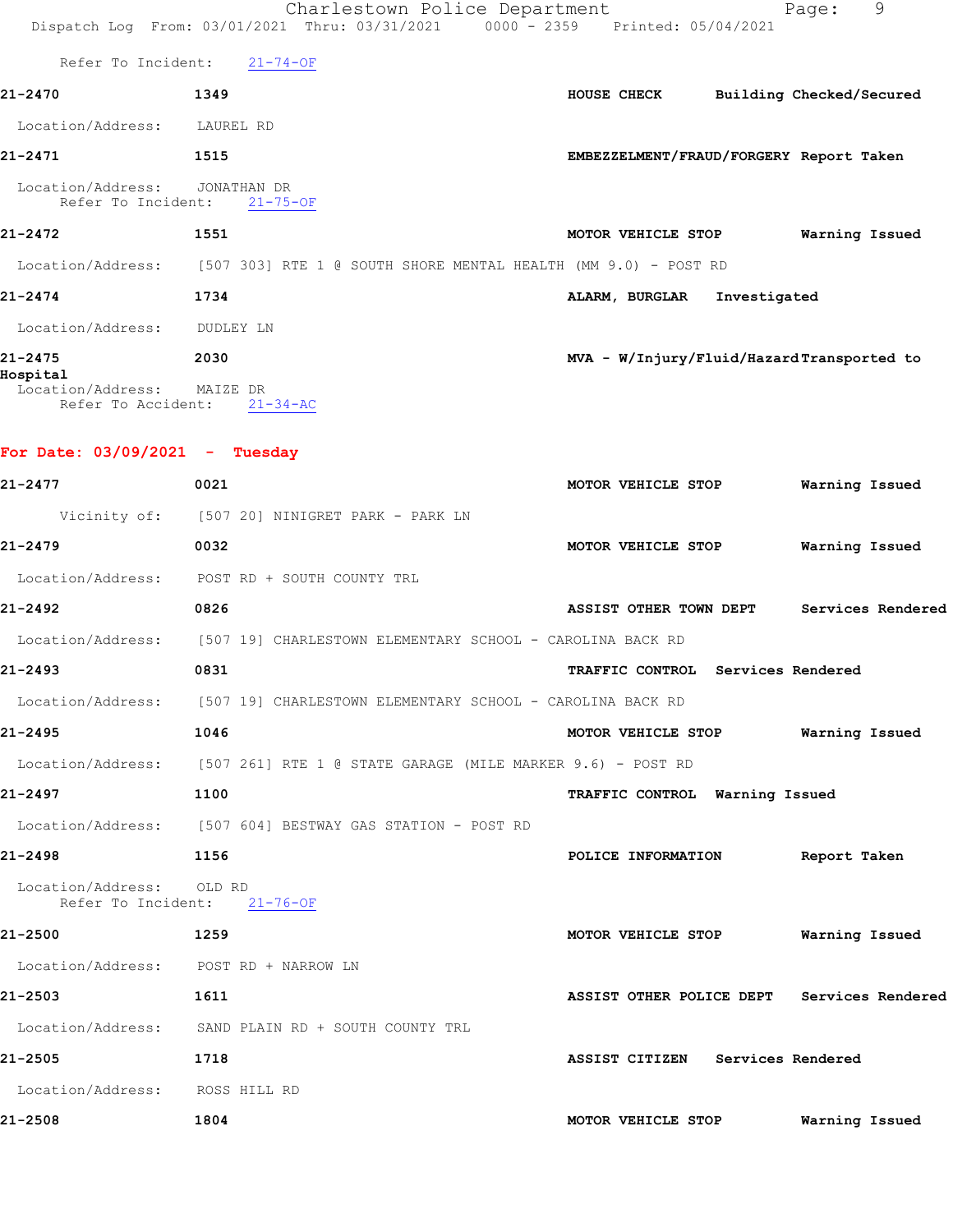Refer To Incident: 21-74-OF

**21-2470** **1349** **HOUSE CHECK** **Building Checked/Secured**

Location/Address: LAUREL RD

**21-2471** **1515** **EMBEZZELMENT/FRAUD/FORGERY** **Report Taken**

Location/Address: JONATHAN DR
Refer To Incident: 21-75-OF

**21-2472** **1551** **MOTOR VEHICLE STOP** **Warning Issued**

Location/Address: [507 303] RTE 1 @ SOUTH SHORE MENTAL HEALTH (MM 9.0) - POST RD

**21-2474** **1734** **ALARM, BURGLAR** **Investigated**

Location/Address: DUDLEY LN

**21-2475** **2030** **MVA - W/Injury/Fluid/Hazard** **Transported to Hospital**

Location/Address: MAIZE DR
Refer To Accident: 21-34-AC

**For Date: 03/09/2021 - Tuesday**

**21-2477** **0021** **MOTOR VEHICLE STOP** **Warning Issued**

Vicinity of: [507 20] NINIGRET PARK - PARK LN

**21-2479** **0032** **MOTOR VEHICLE STOP** **Warning Issued**

Location/Address: POST RD + SOUTH COUNTY TRL

**21-2492** **0826** **ASSIST OTHER TOWN DEPT** **Services Rendered**

Location/Address: [507 19] CHARLESTOWN ELEMENTARY SCHOOL - CAROLINA BACK RD

**21-2493** **0831** **TRAFFIC CONTROL** **Services Rendered**

Location/Address: [507 19] CHARLESTOWN ELEMENTARY SCHOOL - CAROLINA BACK RD

**21-2495** **1046** **MOTOR VEHICLE STOP** **Warning Issued**

Location/Address: [507 261] RTE 1 @ STATE GARAGE (MILE MARKER 9.6) - POST RD

**21-2497** **1100** **TRAFFIC CONTROL** **Warning Issued**

Location/Address: [507 604] BESTWAY GAS STATION - POST RD

**21-2498** **1156** **POLICE INFORMATION** **Report Taken**

Location/Address: OLD RD
Refer To Incident: 21-76-OF

**21-2500** **1259** **MOTOR VEHICLE STOP** **Warning Issued**

Location/Address: POST RD + NARROW LN

**21-2503** **1611** **ASSIST OTHER POLICE DEPT** **Services Rendered**

Location/Address: SAND PLAIN RD + SOUTH COUNTY TRL

**21-2505** **1718** **ASSIST CITIZEN** **Services Rendered**

Location/Address: ROSS HILL RD

**21-2508** **1804** **MOTOR VEHICLE STOP** **Warning Issued**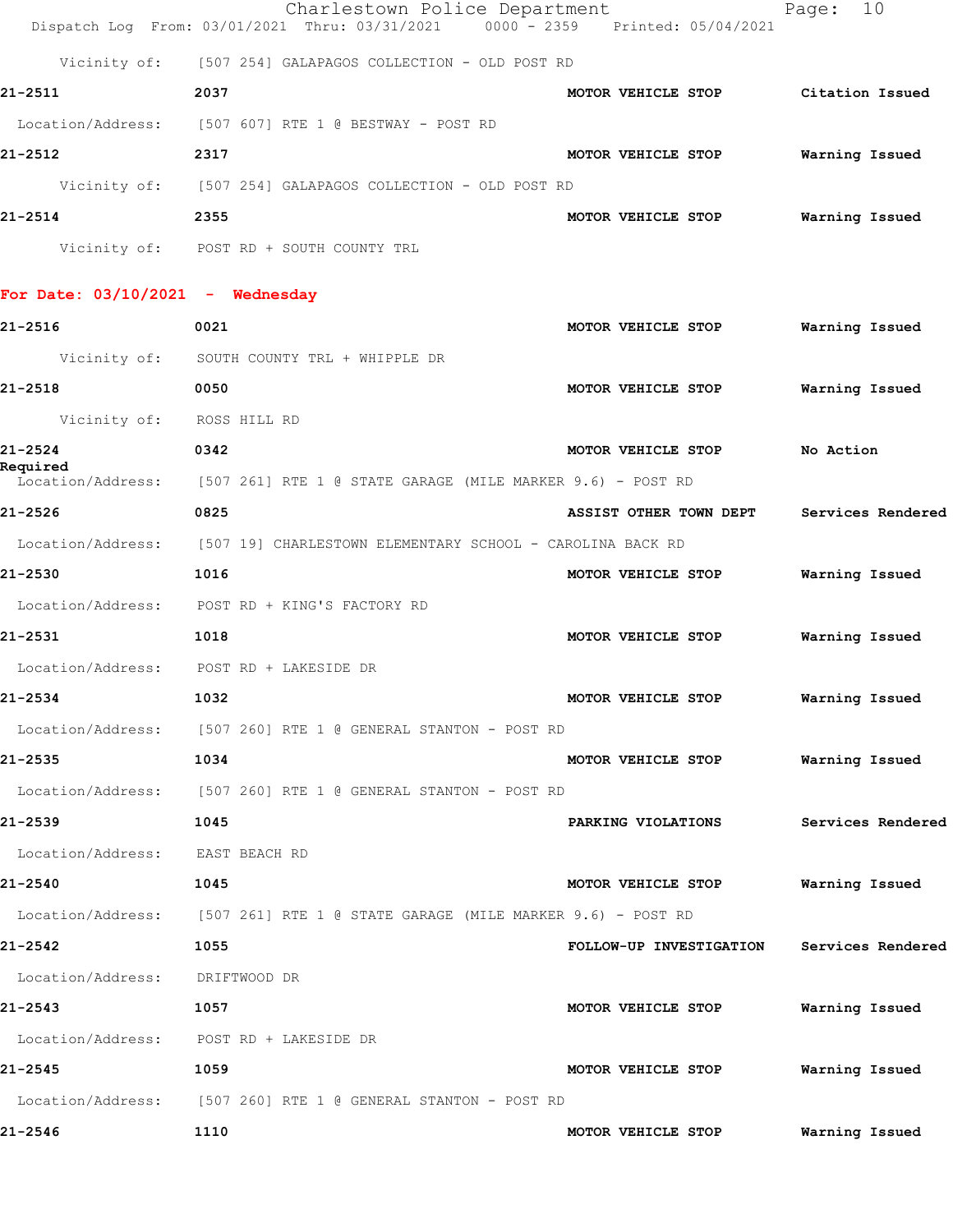Vicinity of: [507 254] GALAPAGOS COLLECTION - OLD POST RD

**21-2511** 2037 MOTOR VEHICLE STOP Citation Issued
Location/Address: [507 607] RTE 1 @ BESTWAY - POST RD

**21-2512** 2317 MOTOR VEHICLE STOP Warning Issued
Vicinity of: [507 254] GALAPAGOS COLLECTION - OLD POST RD

**21-2514** 2355 MOTOR VEHICLE STOP Warning Issued
Vicinity of: POST RD + SOUTH COUNTY TRL

## For Date: 03/10/2021 - Wednesday

**21-2516** 0021 MOTOR VEHICLE STOP Warning Issued
Vicinity of: SOUTH COUNTY TRL + WHIPPLE DR

**21-2518** 0050 MOTOR VEHICLE STOP Warning Issued
Vicinity of: ROSS HILL RD

**21-2524** 0342 MOTOR VEHICLE STOP No Action Required
Location/Address: [507 261] RTE 1 @ STATE GARAGE (MILE MARKER 9.6) - POST RD

**21-2526** 0825 ASSIST OTHER TOWN DEPT Services Rendered
Location/Address: [507 19] CHARLESTOWN ELEMENTARY SCHOOL - CAROLINA BACK RD

**21-2530** 1016 MOTOR VEHICLE STOP Warning Issued
Location/Address: POST RD + KING'S FACTORY RD

**21-2531** 1018 MOTOR VEHICLE STOP Warning Issued
Location/Address: POST RD + LAKESIDE DR

**21-2534** 1032 MOTOR VEHICLE STOP Warning Issued
Location/Address: [507 260] RTE 1 @ GENERAL STANTON - POST RD

**21-2535** 1034 MOTOR VEHICLE STOP Warning Issued
Location/Address: [507 260] RTE 1 @ GENERAL STANTON - POST RD

**21-2539** 1045 PARKING VIOLATIONS Services Rendered
Location/Address: EAST BEACH RD

**21-2540** 1045 MOTOR VEHICLE STOP Warning Issued
Location/Address: [507 261] RTE 1 @ STATE GARAGE (MILE MARKER 9.6) - POST RD

**21-2542** 1055 FOLLOW-UP INVESTIGATION Services Rendered
Location/Address: DRIFTWOOD DR

**21-2543** 1057 MOTOR VEHICLE STOP Warning Issued
Location/Address: POST RD + LAKESIDE DR

**21-2545** 1059 MOTOR VEHICLE STOP Warning Issued
Location/Address: [507 260] RTE 1 @ GENERAL STANTON - POST RD

**21-2546** 1110 MOTOR VEHICLE STOP Warning Issued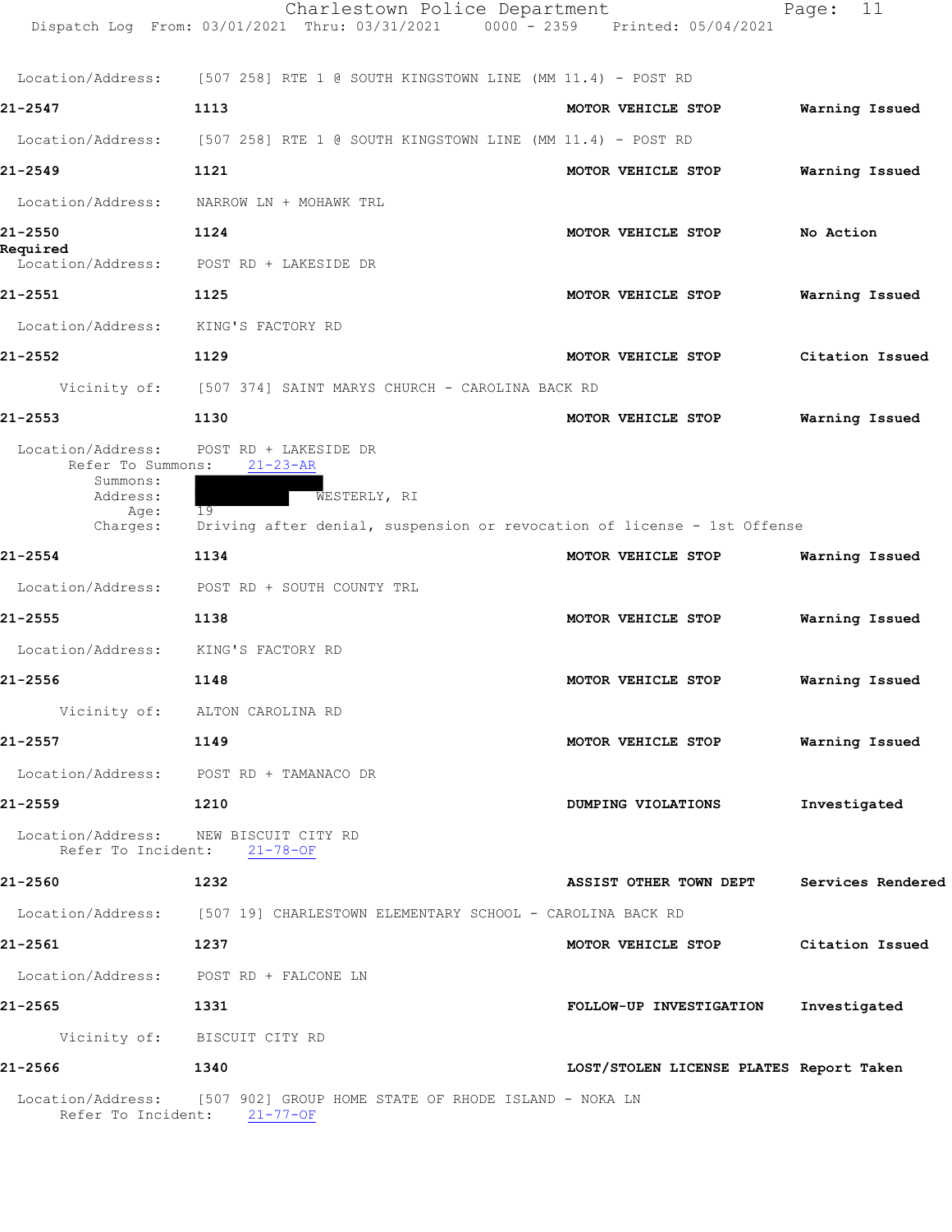Location/Address: [507 258] RTE 1 @ SOUTH KINGSTOWN LINE (MM 11.4) - POST RD

**21-2547** **1113** **MOTOR VEHICLE STOP** **Warning Issued**

Location/Address: [507 258] RTE 1 @ SOUTH KINGSTOWN LINE (MM 11.4) - POST RD

**21-2549** **1121** **MOTOR VEHICLE STOP** **Warning Issued**

Location/Address: NARROW LN + MOHAWK TRL

**21-2550** **1124** **MOTOR VEHICLE STOP** **No Action Required**

Location/Address: POST RD + LAKESIDE DR

**21-2551** **1125** **MOTOR VEHICLE STOP** **Warning Issued**

Location/Address: KING'S FACTORY RD

**21-2552** **1129** **MOTOR VEHICLE STOP** **Citation Issued**

Vicinity of: [507 374] SAINT MARYS CHURCH - CAROLINA BACK RD

**21-2553** **1130** **MOTOR VEHICLE STOP** **Warning Issued**

Location/Address: POST RD + LAKESIDE DR
Refer To Summons: 21-23-AR
Summons:
Address: WESTERLY, RI
Age: 19
Charges: Driving after denial, suspension or revocation of license - 1st Offense

**21-2554** **1134** **MOTOR VEHICLE STOP** **Warning Issued**

Location/Address: POST RD + SOUTH COUNTY TRL

**21-2555** **1138** **MOTOR VEHICLE STOP** **Warning Issued**

Location/Address: KING'S FACTORY RD

**21-2556** **1148** **MOTOR VEHICLE STOP** **Warning Issued**

Vicinity of: ALTON CAROLINA RD

**21-2557** **1149** **MOTOR VEHICLE STOP** **Warning Issued**

Location/Address: POST RD + TAMANACO DR

**21-2559** **1210** **DUMPING VIOLATIONS** **Investigated**

Location/Address: NEW BISCUIT CITY RD
Refer To Incident: 21-78-OF

**21-2560** **1232** **ASSIST OTHER TOWN DEPT** **Services Rendered**

Location/Address: [507 19] CHARLESTOWN ELEMENTARY SCHOOL - CAROLINA BACK RD

**21-2561** **1237** **MOTOR VEHICLE STOP** **Citation Issued**

Location/Address: POST RD + FALCONE LN

**21-2565** **1331** **FOLLOW-UP INVESTIGATION** **Investigated**

Vicinity of: BISCUIT CITY RD

**21-2566** **1340** **LOST/STOLEN LICENSE PLATES** **Report Taken**

Location/Address: [507 902] GROUP HOME STATE OF RHODE ISLAND - NOKA LN
Refer To Incident: 21-77-OF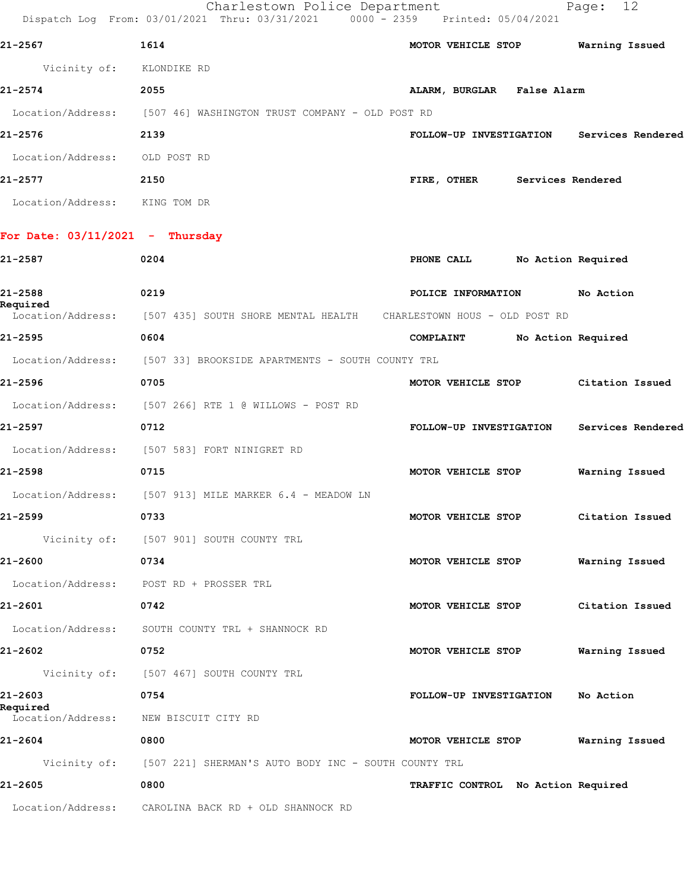21-2567 1614 MOTOR VEHICLE STOP Warning Issued

Vicinity of: KLONDIKE RD

21-2574 2055 ALARM, BURGLAR False Alarm

Location/Address: [507 46] WASHINGTON TRUST COMPANY - OLD POST RD

21-2576 2139 FOLLOW-UP INVESTIGATION Services Rendered

Location/Address: OLD POST RD

21-2577 2150 FIRE, OTHER Services Rendered

Location/Address: KING TOM DR

**For Date: 03/11/2021 - Thursday**

21-2587 0204 PHONE CALL No Action Required

21-2588 0219 POLICE INFORMATION No Action Required

Location/Address: [507 435] SOUTH SHORE MENTAL HEALTH CHARLESTOWN HOUS - OLD POST RD

21-2595 0604 COMPLAINT No Action Required

Location/Address: [507 33] BROOKSIDE APARTMENTS - SOUTH COUNTY TRL

21-2596 0705 MOTOR VEHICLE STOP Citation Issued

Location/Address: [507 266] RTE 1 @ WILLOWS - POST RD

21-2597 0712 FOLLOW-UP INVESTIGATION Services Rendered

Location/Address: [507 583] FORT NINIGRET RD

21-2598 0715 MOTOR VEHICLE STOP Warning Issued

Location/Address: [507 913] MILE MARKER 6.4 - MEADOW LN

21-2599 0733 MOTOR VEHICLE STOP Citation Issued

Vicinity of: [507 901] SOUTH COUNTY TRL

21-2600 0734 MOTOR VEHICLE STOP Warning Issued

Location/Address: POST RD + PROSSER TRL

21-2601 0742 MOTOR VEHICLE STOP Citation Issued

Location/Address: SOUTH COUNTY TRL + SHANNOCK RD

21-2602 0752 MOTOR VEHICLE STOP Warning Issued

Vicinity of: [507 467] SOUTH COUNTY TRL

21-2603 0754 FOLLOW-UP INVESTIGATION No Action Required

Location/Address: NEW BISCUIT CITY RD

21-2604 0800 MOTOR VEHICLE STOP Warning Issued

Vicinity of: [507 221] SHERMAN'S AUTO BODY INC - SOUTH COUNTY TRL

21-2605 0800 TRAFFIC CONTROL No Action Required

Location/Address: CAROLINA BACK RD + OLD SHANNOCK RD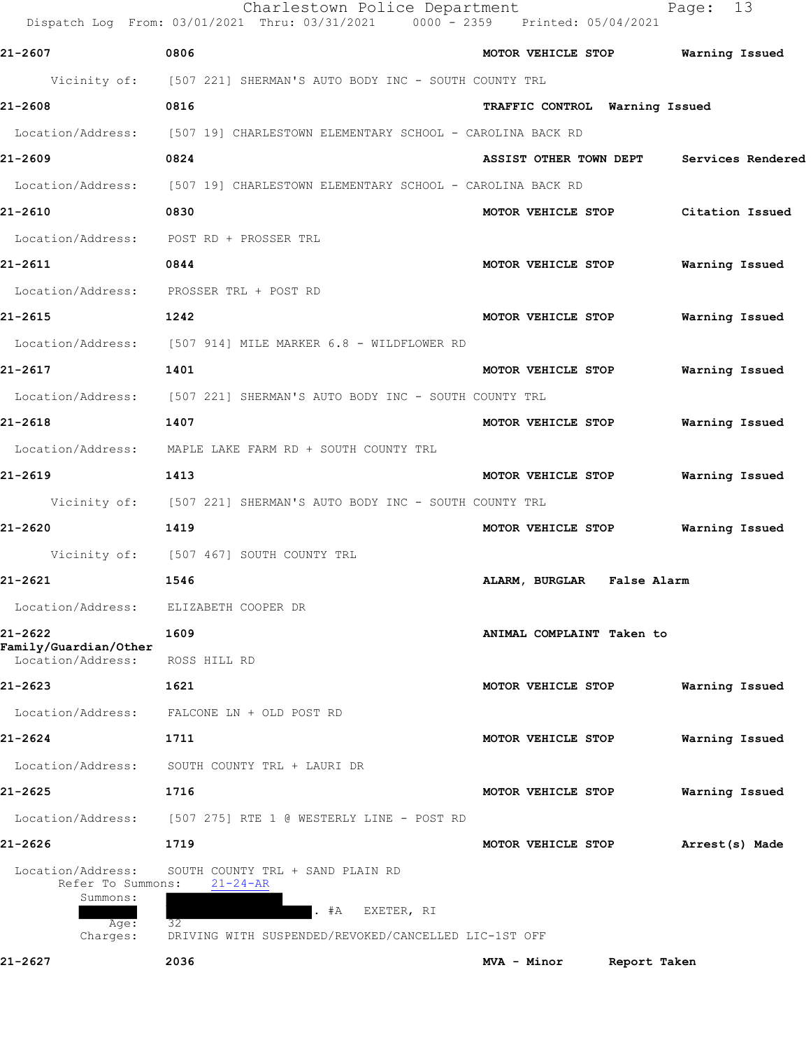| | | | |
|---|---|---|---|
| **21-2607** | **0806** | **MOTOR VEHICLE STOP** | **Warning Issued** |
| Vicinity of: | [507 221] SHERMAN'S AUTO BODY INC - SOUTH COUNTY TRL | | |
| **21-2608** | **0816** | **TRAFFIC CONTROL** | **Warning Issued** |
| Location/Address: | [507 19] CHARLESTOWN ELEMENTARY SCHOOL - CAROLINA BACK RD | | |
| **21-2609** | **0824** | **ASSIST OTHER TOWN DEPT** | **Services Rendered** |
| Location/Address: | [507 19] CHARLESTOWN ELEMENTARY SCHOOL - CAROLINA BACK RD | | |
| **21-2610** | **0830** | **MOTOR VEHICLE STOP** | **Citation Issued** |
| Location/Address: | POST RD + PROSSER TRL | | |
| **21-2611** | **0844** | **MOTOR VEHICLE STOP** | **Warning Issued** |
| Location/Address: | PROSSER TRL + POST RD | | |
| **21-2615** | **1242** | **MOTOR VEHICLE STOP** | **Warning Issued** |
| Location/Address: | [507 914] MILE MARKER 6.8 - WILDFLOWER RD | | |
| **21-2617** | **1401** | **MOTOR VEHICLE STOP** | **Warning Issued** |
| Location/Address: | [507 221] SHERMAN'S AUTO BODY INC - SOUTH COUNTY TRL | | |
| **21-2618** | **1407** | **MOTOR VEHICLE STOP** | **Warning Issued** |
| Location/Address: | MAPLE LAKE FARM RD + SOUTH COUNTY TRL | | |
| **21-2619** | **1413** | **MOTOR VEHICLE STOP** | **Warning Issued** |
| Vicinity of: | [507 221] SHERMAN'S AUTO BODY INC - SOUTH COUNTY TRL | | |
| **21-2620** | **1419** | **MOTOR VEHICLE STOP** | **Warning Issued** |
| Vicinity of: | [507 467] SOUTH COUNTY TRL | | |
| **21-2621** | **1546** | **ALARM, BURGLAR** | **False Alarm** |
| Location/Address: | ELIZABETH COOPER DR | | |
| **21-2622** | **1609** | **ANIMAL COMPLAINT** | **Taken to Family/Guardian/Other** |
| Location/Address: | ROSS HILL RD | | |
| **21-2623** | **1621** | **MOTOR VEHICLE STOP** | **Warning Issued** |
| Location/Address: | FALCONE LN + OLD POST RD | | |
| **21-2624** | **1711** | **MOTOR VEHICLE STOP** | **Warning Issued** |
| Location/Address: | SOUTH COUNTY TRL + LAURI DR | | |
| **21-2625** | **1716** | **MOTOR VEHICLE STOP** | **Warning Issued** |
| Location/Address: | [507 275] RTE 1 @ WESTERLY LINE - POST RD | | |
| **21-2626** | **1719** | **MOTOR VEHICLE STOP** | **Arrest(s) Made** |
| Location/Address: | SOUTH COUNTY TRL + SAND PLAIN RD | | |
| Refer To Summons: | 21-24-AR | | |
| Summons: | . #A EXETER, RI | | |
| Age: | 32 | | |
| Charges: | DRIVING WITH SUSPENDED/REVOKED/CANCELLED LIC-1ST OFF | | |
| **21-2627** | **2036** | **MVA - Minor** | **Report Taken** |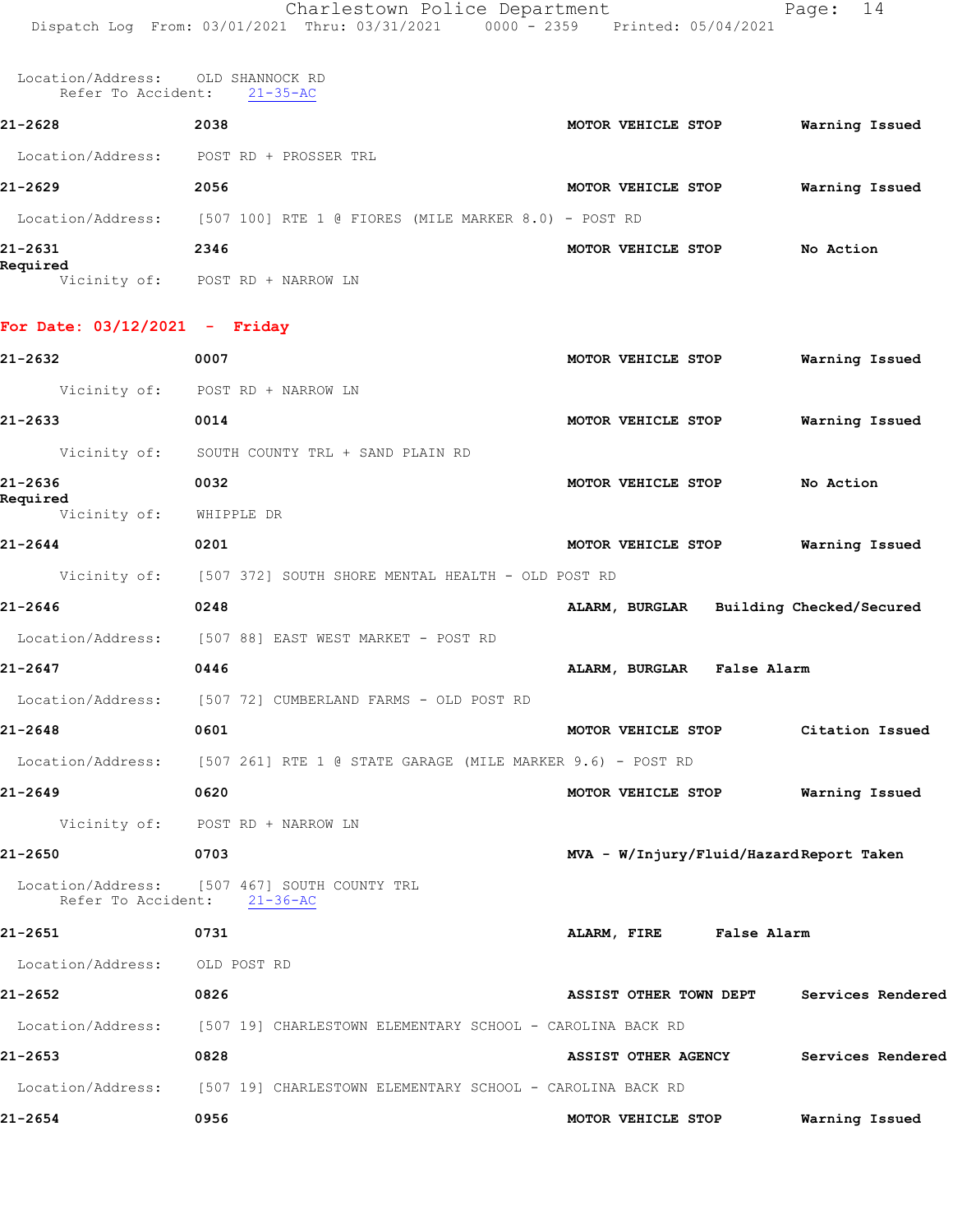Location/Address: OLD SHANNOCK RD
Refer To Accident: 21-35-AC

**21-2628** **2038** **MOTOR VEHICLE STOP** **Warning Issued**

Location/Address: POST RD + PROSSER TRL

**21-2629** **2056** **MOTOR VEHICLE STOP** **Warning Issued**

Location/Address: [507 100] RTE 1 @ FIORES (MILE MARKER 8.0) - POST RD

**21-2631** **2346** **MOTOR VEHICLE STOP** **No Action Required**

Vicinity of: POST RD + NARROW LN

## For Date: 03/12/2021 - Friday

**21-2632** **0007** **MOTOR VEHICLE STOP** **Warning Issued**

Vicinity of: POST RD + NARROW LN

**21-2633** **0014** **MOTOR VEHICLE STOP** **Warning Issued**

Vicinity of: SOUTH COUNTY TRL + SAND PLAIN RD

**21-2636** **0032** **MOTOR VEHICLE STOP** **No Action Required**

Vicinity of: WHIPPLE DR

**21-2644** **0201** **MOTOR VEHICLE STOP** **Warning Issued**

Vicinity of: [507 372] SOUTH SHORE MENTAL HEALTH - OLD POST RD

**21-2646** **0248** **ALARM, BURGLAR** **Building Checked/Secured**

Location/Address: [507 88] EAST WEST MARKET - POST RD

**21-2647** **0446** **ALARM, BURGLAR** **False Alarm**

Location/Address: [507 72] CUMBERLAND FARMS - OLD POST RD

**21-2648** **0601** **MOTOR VEHICLE STOP** **Citation Issued**

Location/Address: [507 261] RTE 1 @ STATE GARAGE (MILE MARKER 9.6) - POST RD

**21-2649** **0620** **MOTOR VEHICLE STOP** **Warning Issued**

Vicinity of: POST RD + NARROW LN

**21-2650** **0703** **MVA - W/Injury/Fluid/Hazard** **Report Taken**

Location/Address: [507 467] SOUTH COUNTY TRL
Refer To Accident: 21-36-AC

**21-2651** **0731** **ALARM, FIRE** **False Alarm**

Location/Address: OLD POST RD

**21-2652** **0826** **ASSIST OTHER TOWN DEPT** **Services Rendered**

Location/Address: [507 19] CHARLESTOWN ELEMENTARY SCHOOL - CAROLINA BACK RD

**21-2653** **0828** **ASSIST OTHER AGENCY** **Services Rendered**

Location/Address: [507 19] CHARLESTOWN ELEMENTARY SCHOOL - CAROLINA BACK RD

**21-2654** **0956** **MOTOR VEHICLE STOP** **Warning Issued**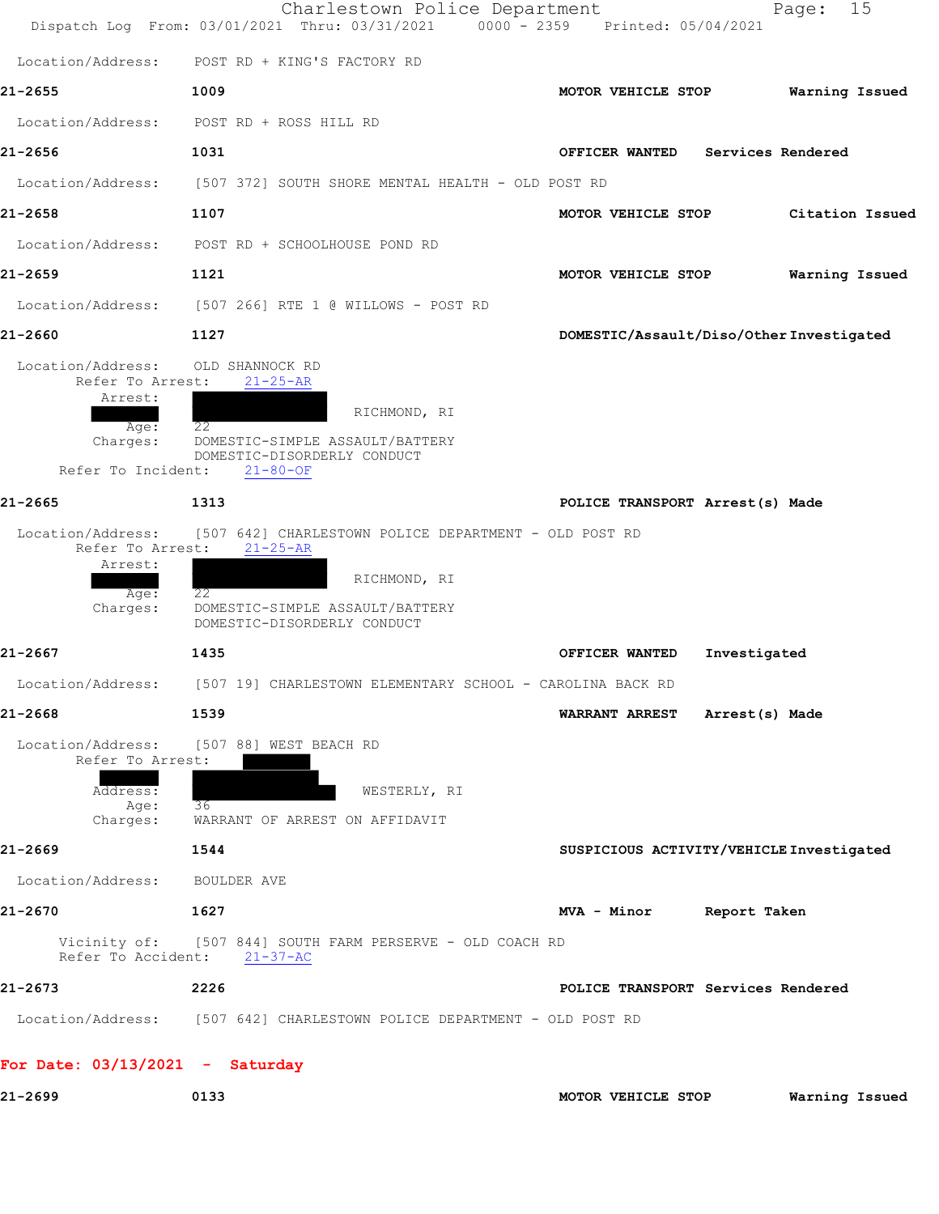Location/Address: POST RD + KING'S FACTORY RD

**21-2655** 1009 **MOTOR VEHICLE STOP** **Warning Issued**

Location/Address: POST RD + ROSS HILL RD

**21-2656** 1031 **OFFICER WANTED** **Services Rendered**

Location/Address: [507 372] SOUTH SHORE MENTAL HEALTH - OLD POST RD

**21-2658** 1107 **MOTOR VEHICLE STOP** **Citation Issued**

Location/Address: POST RD + SCHOOLHOUSE POND RD

**21-2659** 1121 **MOTOR VEHICLE STOP** **Warning Issued**

Location/Address: [507 266] RTE 1 @ WILLOWS - POST RD

**21-2660** 1127 **DOMESTIC/Assault/Diso/Other** **Investigated**

Location/Address: OLD SHANNOCK RD
Refer To Arrest: 21-25-AR
Arrest: RICHMOND, RI
Age: 22
Charges: DOMESTIC-SIMPLE ASSAULT/BATTERY
DOMESTIC-DISORDERLY CONDUCT
Refer To Incident: 21-80-OF

**21-2665** 1313 **POLICE TRANSPORT** **Arrest(s) Made**

Location/Address: [507 642] CHARLESTOWN POLICE DEPARTMENT - OLD POST RD
Refer To Arrest: 21-25-AR
Arrest: RICHMOND, RI
Age: 22
Charges: DOMESTIC-SIMPLE ASSAULT/BATTERY
DOMESTIC-DISORDERLY CONDUCT

**21-2667** 1435 **OFFICER WANTED** **Investigated**

Location/Address: [507 19] CHARLESTOWN ELEMENTARY SCHOOL - CAROLINA BACK RD

**21-2668** 1539 **WARRANT ARREST** **Arrest(s) Made**

Location/Address: [507 88] WEST BEACH RD
Refer To Arrest:
Address: WESTERLY, RI
Age: 36
Charges: WARRANT OF ARREST ON AFFIDAVIT

**21-2669** 1544 **SUSPICIOUS ACTIVITY/VEHICLE** **Investigated**

Location/Address: BOULDER AVE

**21-2670** 1627 **MVA - Minor** **Report Taken**

Vicinity of: [507 844] SOUTH FARM PERSERVE - OLD COACH RD
Refer To Accident: 21-37-AC

**21-2673** 2226 **POLICE TRANSPORT** **Services Rendered**

Location/Address: [507 642] CHARLESTOWN POLICE DEPARTMENT - OLD POST RD

## For Date: 03/13/2021 - Saturday

**21-2699** 0133 **MOTOR VEHICLE STOP** **Warning Issued**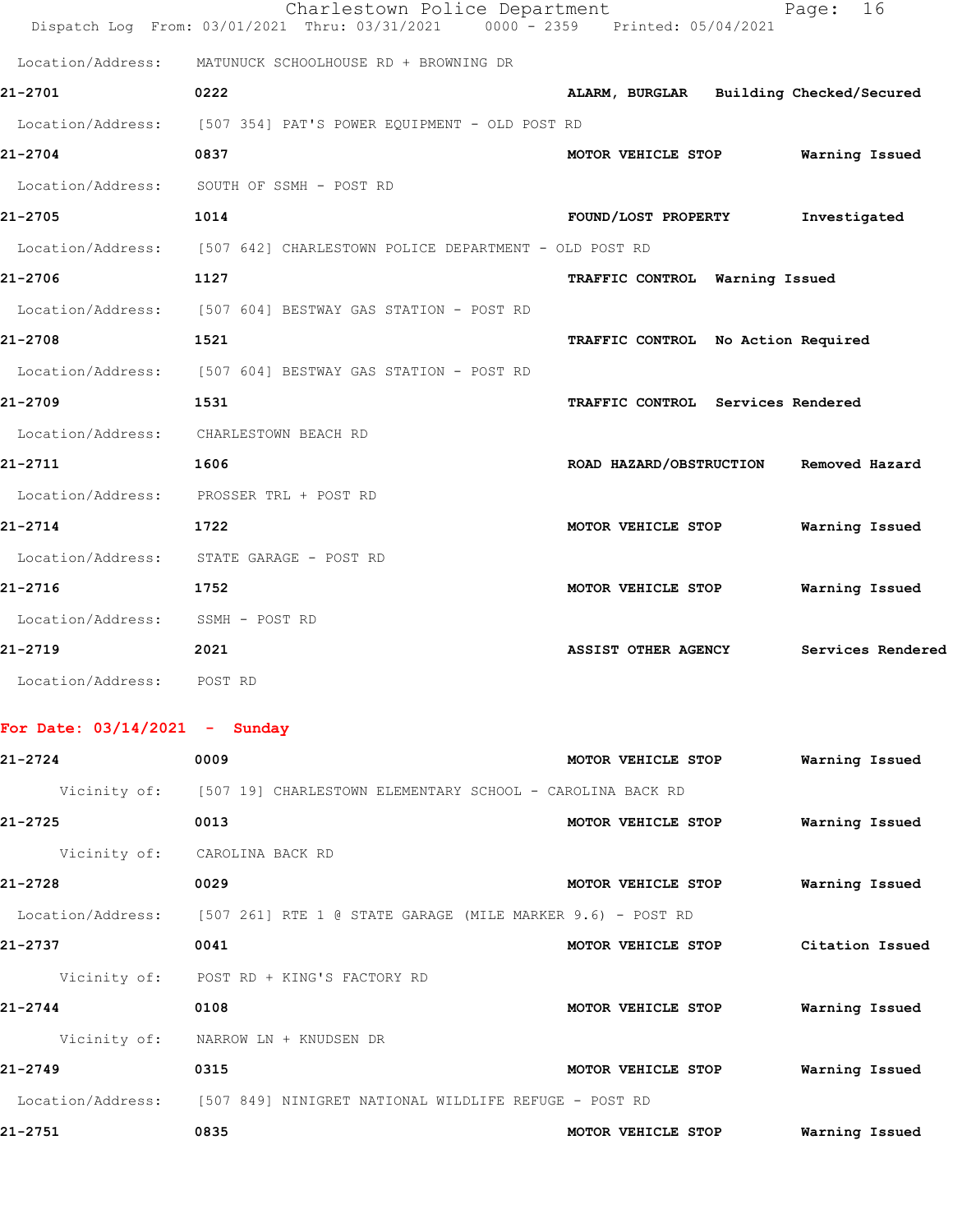Location/Address: MATUNUCK SCHOOLHOUSE RD + BROWNING DR

21-2701 0222 ALARM, BURGLAR Building Checked/Secured

Location/Address: [507 354] PAT'S POWER EQUIPMENT - OLD POST RD

21-2704 0837 MOTOR VEHICLE STOP Warning Issued

Location/Address: SOUTH OF SSMH - POST RD

21-2705 1014 FOUND/LOST PROPERTY Investigated

Location/Address: [507 642] CHARLESTOWN POLICE DEPARTMENT - OLD POST RD

21-2706 1127 TRAFFIC CONTROL Warning Issued

Location/Address: [507 604] BESTWAY GAS STATION - POST RD

21-2708 1521 TRAFFIC CONTROL No Action Required

Location/Address: [507 604] BESTWAY GAS STATION - POST RD

21-2709 1531 TRAFFIC CONTROL Services Rendered

Location/Address: CHARLESTOWN BEACH RD

21-2711 1606 ROAD HAZARD/OBSTRUCTION Removed Hazard

Location/Address: PROSSER TRL + POST RD

21-2714 1722 MOTOR VEHICLE STOP Warning Issued

Location/Address: STATE GARAGE - POST RD

21-2716 1752 MOTOR VEHICLE STOP Warning Issued

Location/Address: SSMH - POST RD

21-2719 2021 ASSIST OTHER AGENCY Services Rendered

Location/Address: POST RD

**For Date: 03/14/2021 - Sunday**

21-2724 0009 MOTOR VEHICLE STOP Warning Issued

Vicinity of: [507 19] CHARLESTOWN ELEMENTARY SCHOOL - CAROLINA BACK RD

21-2725 0013 MOTOR VEHICLE STOP Warning Issued

Vicinity of: CAROLINA BACK RD

21-2728 0029 MOTOR VEHICLE STOP Warning Issued

Location/Address: [507 261] RTE 1 @ STATE GARAGE (MILE MARKER 9.6) - POST RD

21-2737 0041 MOTOR VEHICLE STOP Citation Issued

Vicinity of: POST RD + KING'S FACTORY RD

21-2744 0108 MOTOR VEHICLE STOP Warning Issued

Vicinity of: NARROW LN + KNUDSEN DR

21-2749 0315 MOTOR VEHICLE STOP Warning Issued

Location/Address: [507 849] NINIGRET NATIONAL WILDLIFE REFUGE - POST RD

21-2751 0835 MOTOR VEHICLE STOP Warning Issued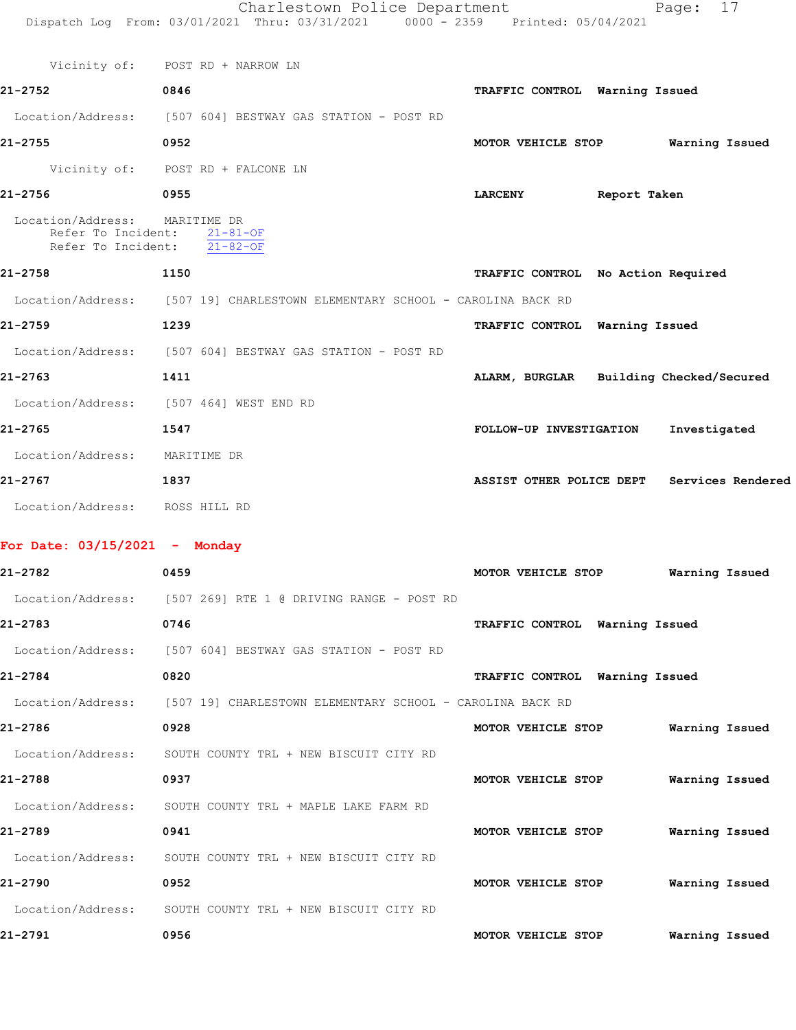Vicinity of: POST RD + NARROW LN

**21-2752** 0846 **TRAFFIC CONTROL** **Warning Issued**

Location/Address: [507 604] BESTWAY GAS STATION - POST RD

**21-2755** 0952 **MOTOR VEHICLE STOP** **Warning Issued**

Vicinity of: POST RD + FALCONE LN

**21-2756** 0955 **LARCENY** **Report Taken**

Location/Address: MARITIME DR
Refer To Incident: 21-81-OF
Refer To Incident: 21-82-OF

**21-2758** 1150 **TRAFFIC CONTROL** **No Action Required**

Location/Address: [507 19] CHARLESTOWN ELEMENTARY SCHOOL - CAROLINA BACK RD

**21-2759** 1239 **TRAFFIC CONTROL** **Warning Issued**

Location/Address: [507 604] BESTWAY GAS STATION - POST RD

**21-2763** 1411 **ALARM, BURGLAR** **Building Checked/Secured**

Location/Address: [507 464] WEST END RD

**21-2765** 1547 **FOLLOW-UP INVESTIGATION** **Investigated**

Location/Address: MARITIME DR

**21-2767** 1837 **ASSIST OTHER POLICE DEPT** **Services Rendered**

Location/Address: ROSS HILL RD

## For Date: 03/15/2021 - Monday

**21-2782** 0459 **MOTOR VEHICLE STOP** **Warning Issued**

Location/Address: [507 269] RTE 1 @ DRIVING RANGE - POST RD

**21-2783** 0746 **TRAFFIC CONTROL** **Warning Issued**

Location/Address: [507 604] BESTWAY GAS STATION - POST RD

**21-2784** 0820 **TRAFFIC CONTROL** **Warning Issued**

Location/Address: [507 19] CHARLESTOWN ELEMENTARY SCHOOL - CAROLINA BACK RD

**21-2786** 0928 **MOTOR VEHICLE STOP** **Warning Issued**

Location/Address: SOUTH COUNTY TRL + NEW BISCUIT CITY RD

**21-2788** 0937 **MOTOR VEHICLE STOP** **Warning Issued**

Location/Address: SOUTH COUNTY TRL + MAPLE LAKE FARM RD

**21-2789** 0941 **MOTOR VEHICLE STOP** **Warning Issued**

Location/Address: SOUTH COUNTY TRL + NEW BISCUIT CITY RD

**21-2790** 0952 **MOTOR VEHICLE STOP** **Warning Issued**

Location/Address: SOUTH COUNTY TRL + NEW BISCUIT CITY RD

**21-2791** 0956 **MOTOR VEHICLE STOP** **Warning Issued**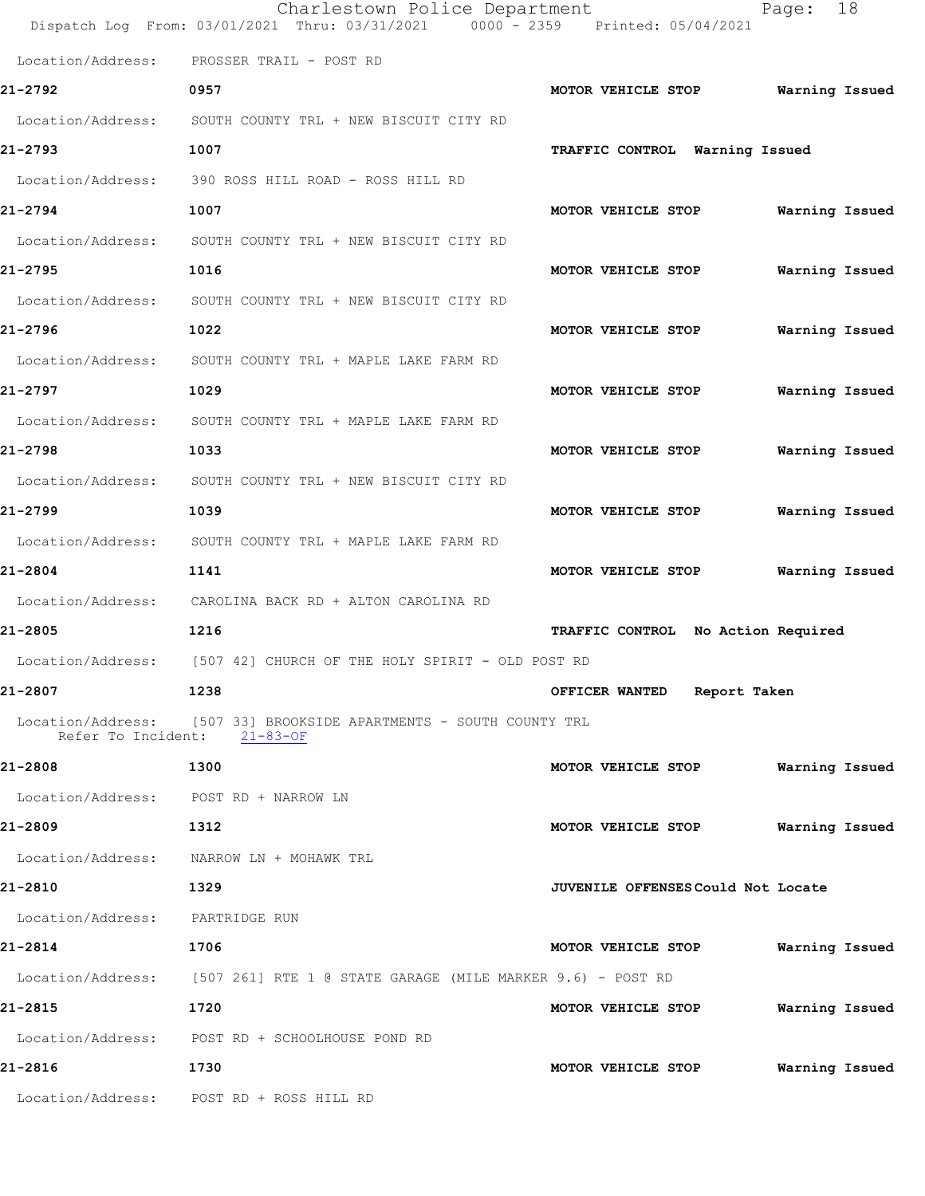Location/Address: PROSSER TRAIL - POST RD

**21-2792** 0957 **MOTOR VEHICLE STOP Warning Issued**

Location/Address: SOUTH COUNTY TRL + NEW BISCUIT CITY RD

**21-2793** 1007 **TRAFFIC CONTROL Warning Issued**

Location/Address: 390 ROSS HILL ROAD - ROSS HILL RD

**21-2794** 1007 **MOTOR VEHICLE STOP Warning Issued**

Location/Address: SOUTH COUNTY TRL + NEW BISCUIT CITY RD

**21-2795** 1016 **MOTOR VEHICLE STOP Warning Issued**

Location/Address: SOUTH COUNTY TRL + NEW BISCUIT CITY RD

**21-2796** 1022 **MOTOR VEHICLE STOP Warning Issued**

Location/Address: SOUTH COUNTY TRL + MAPLE LAKE FARM RD

**21-2797** 1029 **MOTOR VEHICLE STOP Warning Issued**

Location/Address: SOUTH COUNTY TRL + MAPLE LAKE FARM RD

**21-2798** 1033 **MOTOR VEHICLE STOP Warning Issued**

Location/Address: SOUTH COUNTY TRL + NEW BISCUIT CITY RD

**21-2799** 1039 **MOTOR VEHICLE STOP Warning Issued**

Location/Address: SOUTH COUNTY TRL + MAPLE LAKE FARM RD

**21-2804** 1141 **MOTOR VEHICLE STOP Warning Issued**

Location/Address: CAROLINA BACK RD + ALTON CAROLINA RD

**21-2805** 1216 **TRAFFIC CONTROL No Action Required**

Location/Address: [507 42] CHURCH OF THE HOLY SPIRIT - OLD POST RD

**21-2807** 1238 **OFFICER WANTED Report Taken**

Location/Address: [507 33] BROOKSIDE APARTMENTS - SOUTH COUNTY TRL
Refer To Incident: 21-83-OF

**21-2808** 1300 **MOTOR VEHICLE STOP Warning Issued**

Location/Address: POST RD + NARROW LN

**21-2809** 1312 **MOTOR VEHICLE STOP Warning Issued**

Location/Address: NARROW LN + MOHAWK TRL

**21-2810** 1329 **JUVENILE OFFENSES Could Not Locate**

Location/Address: PARTRIDGE RUN

**21-2814** 1706 **MOTOR VEHICLE STOP Warning Issued**

Location/Address: [507 261] RTE 1 @ STATE GARAGE (MILE MARKER 9.6) - POST RD

**21-2815** 1720 **MOTOR VEHICLE STOP Warning Issued**

Location/Address: POST RD + SCHOOLHOUSE POND RD

**21-2816** 1730 **MOTOR VEHICLE STOP Warning Issued**

Location/Address: POST RD + ROSS HILL RD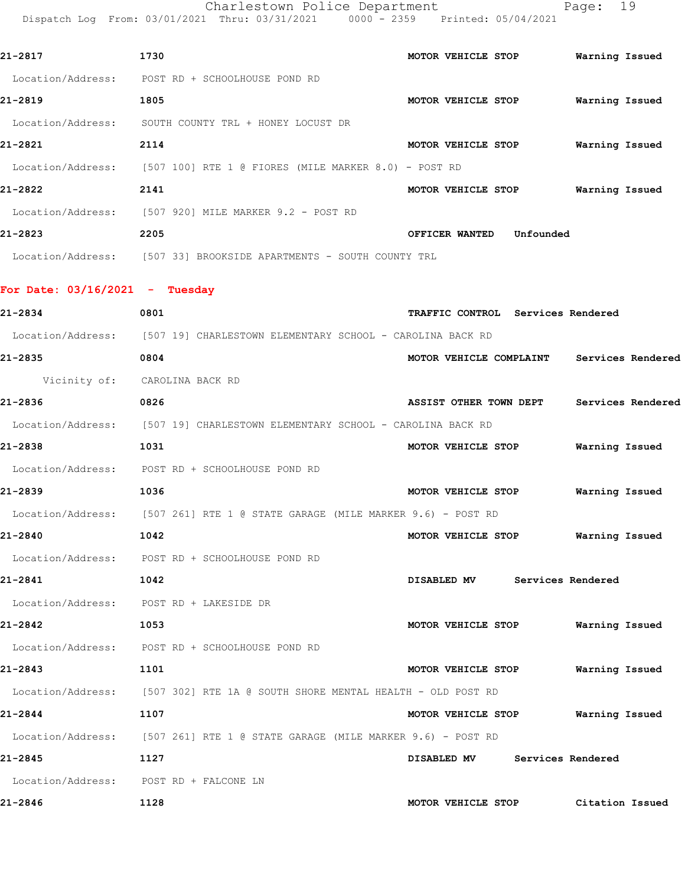**21-2817** 1730 **MOTOR VEHICLE STOP** **Warning Issued**

Location/Address: POST RD + SCHOOLHOUSE POND RD

**21-2819** 1805 **MOTOR VEHICLE STOP** **Warning Issued**

Location/Address: SOUTH COUNTY TRL + HONEY LOCUST DR

**21-2821** 2114 **MOTOR VEHICLE STOP** **Warning Issued**

Location/Address: [507 100] RTE 1 @ FIORES (MILE MARKER 8.0) - POST RD

**21-2822** 2141 **MOTOR VEHICLE STOP** **Warning Issued**

Location/Address: [507 920] MILE MARKER 9.2 - POST RD

**21-2823** 2205 **OFFICER WANTED** **Unfounded**

Location/Address: [507 33] BROOKSIDE APARTMENTS - SOUTH COUNTY TRL

## For Date: 03/16/2021 - Tuesday

**21-2834** 0801 **TRAFFIC CONTROL** **Services Rendered**

Location/Address: [507 19] CHARLESTOWN ELEMENTARY SCHOOL - CAROLINA BACK RD

**21-2835** 0804 **MOTOR VEHICLE COMPLAINT** **Services Rendered**

Vicinity of: CAROLINA BACK RD

**21-2836** 0826 **ASSIST OTHER TOWN DEPT** **Services Rendered**

Location/Address: [507 19] CHARLESTOWN ELEMENTARY SCHOOL - CAROLINA BACK RD

**21-2838** 1031 **MOTOR VEHICLE STOP** **Warning Issued**

Location/Address: POST RD + SCHOOLHOUSE POND RD

**21-2839** 1036 **MOTOR VEHICLE STOP** **Warning Issued**

Location/Address: [507 261] RTE 1 @ STATE GARAGE (MILE MARKER 9.6) - POST RD

**21-2840** 1042 **MOTOR VEHICLE STOP** **Warning Issued**

Location/Address: POST RD + SCHOOLHOUSE POND RD

**21-2841** 1042 **DISABLED MV** **Services Rendered**

Location/Address: POST RD + LAKESIDE DR

**21-2842** 1053 **MOTOR VEHICLE STOP** **Warning Issued**

Location/Address: POST RD + SCHOOLHOUSE POND RD

**21-2843** 1101 **MOTOR VEHICLE STOP** **Warning Issued**

Location/Address: [507 302] RTE 1A @ SOUTH SHORE MENTAL HEALTH - OLD POST RD

**21-2844** 1107 **MOTOR VEHICLE STOP** **Warning Issued**

Location/Address: [507 261] RTE 1 @ STATE GARAGE (MILE MARKER 9.6) - POST RD

**21-2845** 1127 **DISABLED MV** **Services Rendered**

Location/Address: POST RD + FALCONE LN

**21-2846** 1128 **MOTOR VEHICLE STOP** **Citation Issued**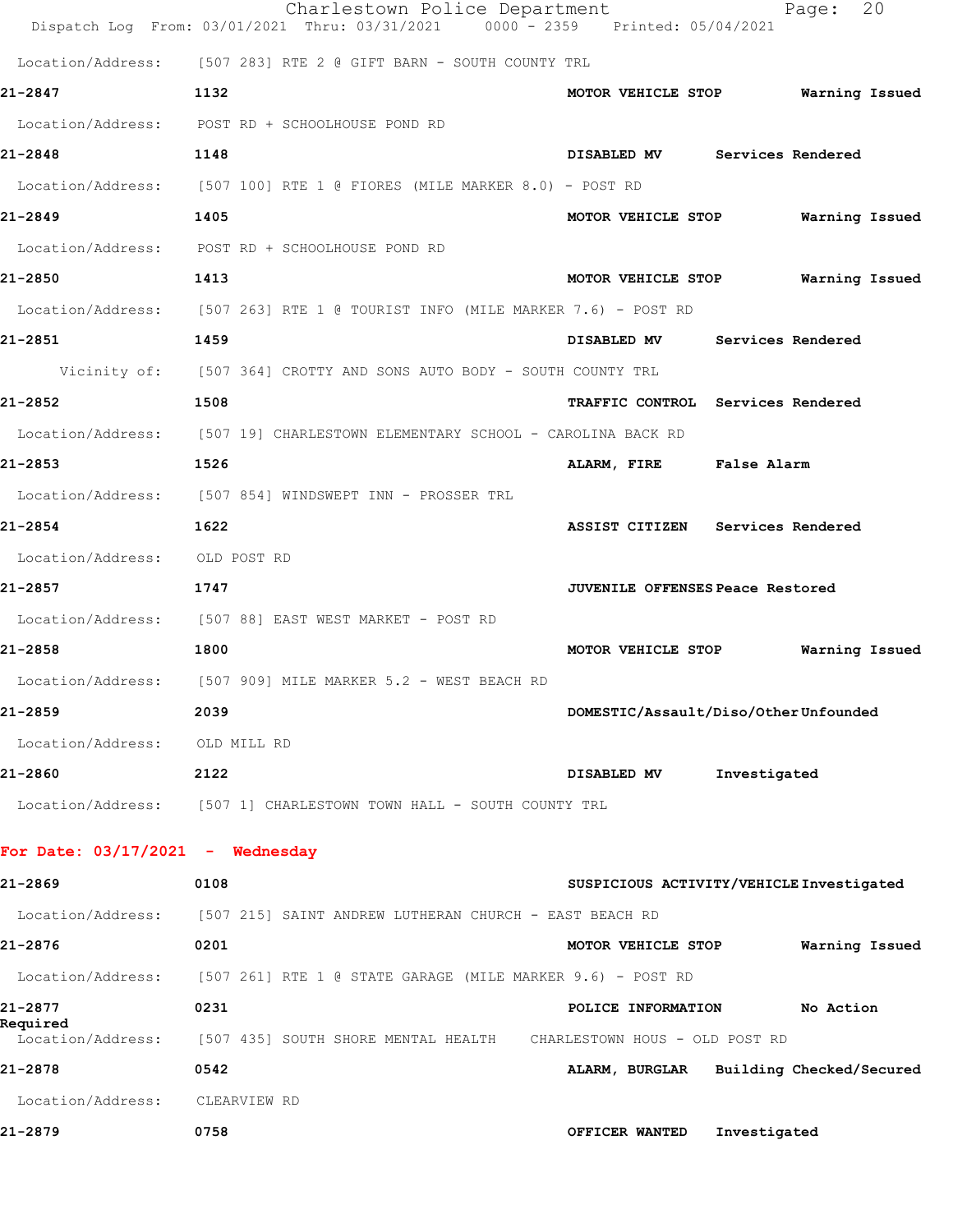Location/Address: [507 283] RTE 2 @ GIFT BARN - SOUTH COUNTY TRL

**21-2847** **1132** **MOTOR VEHICLE STOP** **Warning Issued**

Location/Address: POST RD + SCHOOLHOUSE POND RD

**21-2848** **1148** **DISABLED MV** **Services Rendered**

Location/Address: [507 100] RTE 1 @ FIORES (MILE MARKER 8.0) - POST RD

**21-2849** **1405** **MOTOR VEHICLE STOP** **Warning Issued**

Location/Address: POST RD + SCHOOLHOUSE POND RD

**21-2850** **1413** **MOTOR VEHICLE STOP** **Warning Issued**

Location/Address: [507 263] RTE 1 @ TOURIST INFO (MILE MARKER 7.6) - POST RD

**21-2851** **1459** **DISABLED MV** **Services Rendered**

Vicinity of: [507 364] CROTTY AND SONS AUTO BODY - SOUTH COUNTY TRL

**21-2852** **1508** **TRAFFIC CONTROL** **Services Rendered**

Location/Address: [507 19] CHARLESTOWN ELEMENTARY SCHOOL - CAROLINA BACK RD

**21-2853** **1526** **ALARM, FIRE** **False Alarm**

Location/Address: [507 854] WINDSWEPT INN - PROSSER TRL

**21-2854** **1622** **ASSIST CITIZEN** **Services Rendered**

Location/Address: OLD POST RD

**21-2857** **1747** **JUVENILE OFFENSES** **Peace Restored**

Location/Address: [507 88] EAST WEST MARKET - POST RD

**21-2858** **1800** **MOTOR VEHICLE STOP** **Warning Issued**

Location/Address: [507 909] MILE MARKER 5.2 - WEST BEACH RD

**21-2859** **2039** **DOMESTIC/Assault/Diso/Other** **Unfounded**

Location/Address: OLD MILL RD

**21-2860** **2122** **DISABLED MV** **Investigated**

Location/Address: [507 1] CHARLESTOWN TOWN HALL - SOUTH COUNTY TRL

## For Date: 03/17/2021 - Wednesday

**21-2869** **0108** **SUSPICIOUS ACTIVITY/VEHICLE** **Investigated**

Location/Address: [507 215] SAINT ANDREW LUTHERAN CHURCH - EAST BEACH RD

**21-2876** **0201** **MOTOR VEHICLE STOP** **Warning Issued**

Location/Address: [507 261] RTE 1 @ STATE GARAGE (MILE MARKER 9.6) - POST RD

**21-2877** **0231** **POLICE INFORMATION** **No Action Required**

Location/Address: [507 435] SOUTH SHORE MENTAL HEALTH CHARLESTOWN HOUS - OLD POST RD

**21-2878** **0542** **ALARM, BURGLAR** **Building Checked/Secured**

Location/Address: CLEARVIEW RD

**21-2879** **0758** **OFFICER WANTED** **Investigated**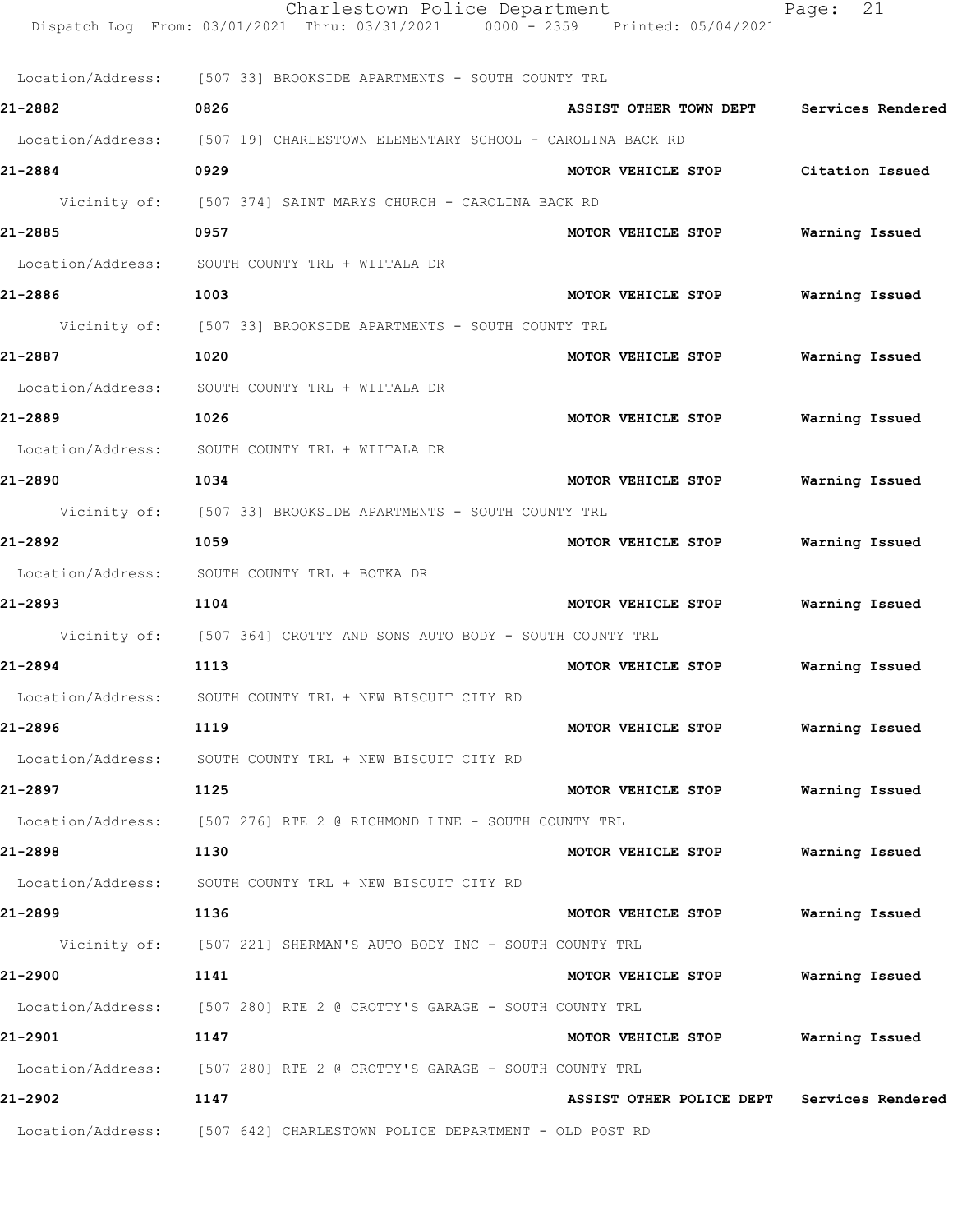Location/Address: [507 33] BROOKSIDE APARTMENTS - SOUTH COUNTY TRL

**21-2882** 0826 **ASSIST OTHER TOWN DEPT** **Services Rendered**

Location/Address: [507 19] CHARLESTOWN ELEMENTARY SCHOOL - CAROLINA BACK RD

**21-2884** 0929 **MOTOR VEHICLE STOP** **Citation Issued**

Vicinity of: [507 374] SAINT MARYS CHURCH - CAROLINA BACK RD

**21-2885** 0957 **MOTOR VEHICLE STOP** **Warning Issued**

Location/Address: SOUTH COUNTY TRL + WIITALA DR

**21-2886** 1003 **MOTOR VEHICLE STOP** **Warning Issued**

Vicinity of: [507 33] BROOKSIDE APARTMENTS - SOUTH COUNTY TRL

**21-2887** 1020 **MOTOR VEHICLE STOP** **Warning Issued**

Location/Address: SOUTH COUNTY TRL + WIITALA DR

**21-2889** 1026 **MOTOR VEHICLE STOP** **Warning Issued**

Location/Address: SOUTH COUNTY TRL + WIITALA DR

**21-2890** 1034 **MOTOR VEHICLE STOP** **Warning Issued**

Vicinity of: [507 33] BROOKSIDE APARTMENTS - SOUTH COUNTY TRL

**21-2892** 1059 **MOTOR VEHICLE STOP** **Warning Issued**

Location/Address: SOUTH COUNTY TRL + BOTKA DR

**21-2893** 1104 **MOTOR VEHICLE STOP** **Warning Issued**

Vicinity of: [507 364] CROTTY AND SONS AUTO BODY - SOUTH COUNTY TRL

**21-2894** 1113 **MOTOR VEHICLE STOP** **Warning Issued**

Location/Address: SOUTH COUNTY TRL + NEW BISCUIT CITY RD

**21-2896** 1119 **MOTOR VEHICLE STOP** **Warning Issued**

Location/Address: SOUTH COUNTY TRL + NEW BISCUIT CITY RD

**21-2897** 1125 **MOTOR VEHICLE STOP** **Warning Issued**

Location/Address: [507 276] RTE 2 @ RICHMOND LINE - SOUTH COUNTY TRL

**21-2898** 1130 **MOTOR VEHICLE STOP** **Warning Issued**

Location/Address: SOUTH COUNTY TRL + NEW BISCUIT CITY RD

**21-2899** 1136 **MOTOR VEHICLE STOP** **Warning Issued**

Vicinity of: [507 221] SHERMAN'S AUTO BODY INC - SOUTH COUNTY TRL

**21-2900** 1141 **MOTOR VEHICLE STOP** **Warning Issued**

Location/Address: [507 280] RTE 2 @ CROTTY'S GARAGE - SOUTH COUNTY TRL

**21-2901** 1147 **MOTOR VEHICLE STOP** **Warning Issued**

Location/Address: [507 280] RTE 2 @ CROTTY'S GARAGE - SOUTH COUNTY TRL

**21-2902** 1147 **ASSIST OTHER POLICE DEPT** **Services Rendered**

Location/Address: [507 642] CHARLESTOWN POLICE DEPARTMENT - OLD POST RD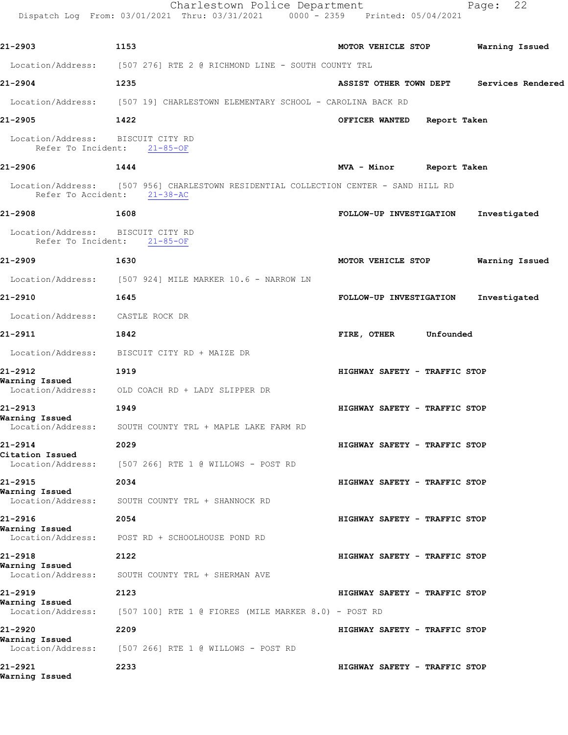**21-2903** 1153 **MOTOR VEHICLE STOP** **Warning Issued**

Location/Address: [507 276] RTE 2 @ RICHMOND LINE - SOUTH COUNTY TRL

**21-2904** 1235 **ASSIST OTHER TOWN DEPT** **Services Rendered**

Location/Address: [507 19] CHARLESTOWN ELEMENTARY SCHOOL - CAROLINA BACK RD

**21-2905** 1422 **OFFICER WANTED** **Report Taken**

Location/Address: BISCUIT CITY RD
Refer To Incident: 21-85-OF

**21-2906** 1444 **MVA - Minor** **Report Taken**

Location/Address: [507 956] CHARLESTOWN RESIDENTIAL COLLECTION CENTER - SAND HILL RD
Refer To Accident: 21-38-AC

**21-2908** 1608 **FOLLOW-UP INVESTIGATION** **Investigated**

Location/Address: BISCUIT CITY RD
Refer To Incident: 21-85-OF

**21-2909** 1630 **MOTOR VEHICLE STOP** **Warning Issued**

Location/Address: [507 924] MILE MARKER 10.6 - NARROW LN

**21-2910** 1645 **FOLLOW-UP INVESTIGATION** **Investigated**

Location/Address: CASTLE ROCK DR

**21-2911** 1842 **FIRE, OTHER** **Unfounded**

Location/Address: BISCUIT CITY RD + MAIZE DR

**21-2912** 1919 **HIGHWAY SAFETY - TRAFFIC STOP**
**Warning Issued**
Location/Address: OLD COACH RD + LADY SLIPPER DR

**21-2913** 1949 **HIGHWAY SAFETY - TRAFFIC STOP**
**Warning Issued**
Location/Address: SOUTH COUNTY TRL + MAPLE LAKE FARM RD

**21-2914** 2029 **HIGHWAY SAFETY - TRAFFIC STOP**
**Citation Issued**
Location/Address: [507 266] RTE 1 @ WILLOWS - POST RD

**21-2915** 2034 **HIGHWAY SAFETY - TRAFFIC STOP**
**Warning Issued**
Location/Address: SOUTH COUNTY TRL + SHANNOCK RD

**21-2916** 2054 **HIGHWAY SAFETY - TRAFFIC STOP**
**Warning Issued**
Location/Address: POST RD + SCHOOLHOUSE POND RD

**21-2918** 2122 **HIGHWAY SAFETY - TRAFFIC STOP**
**Warning Issued**
Location/Address: SOUTH COUNTY TRL + SHERMAN AVE

**21-2919** 2123 **HIGHWAY SAFETY - TRAFFIC STOP**
**Warning Issued**
Location/Address: [507 100] RTE 1 @ FIORES (MILE MARKER 8.0) - POST RD

**21-2920** 2209 **HIGHWAY SAFETY - TRAFFIC STOP**
**Warning Issued**
Location/Address: [507 266] RTE 1 @ WILLOWS - POST RD

**21-2921** 2233 **HIGHWAY SAFETY - TRAFFIC STOP**
**Warning Issued**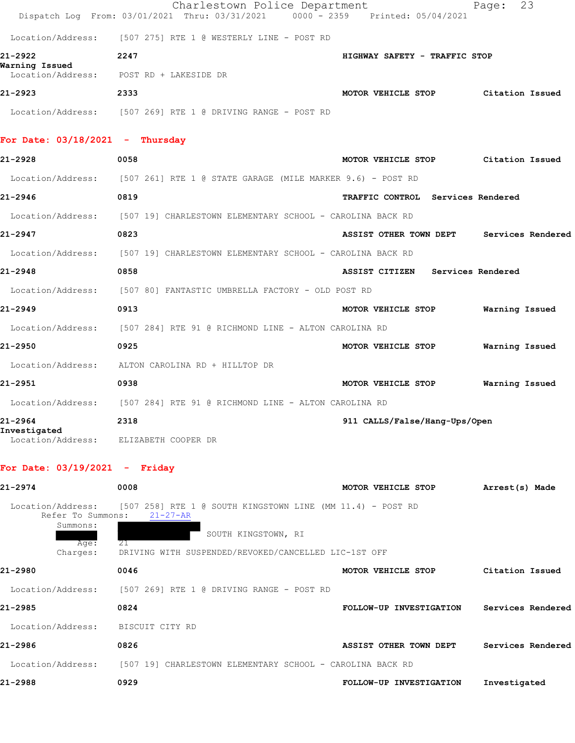Location/Address: [507 275] RTE 1 @ WESTERLY LINE - POST RD

**21-2922** 2247 HIGHWAY SAFETY - TRAFFIC STOP
Warning Issued
Location/Address: POST RD + LAKESIDE DR

**21-2923** 2333 MOTOR VEHICLE STOP Citation Issued
Location/Address: [507 269] RTE 1 @ DRIVING RANGE - POST RD

## For Date: 03/18/2021 - Thursday

**21-2928** 0058 MOTOR VEHICLE STOP Citation Issued
Location/Address: [507 261] RTE 1 @ STATE GARAGE (MILE MARKER 9.6) - POST RD

**21-2946** 0819 TRAFFIC CONTROL Services Rendered
Location/Address: [507 19] CHARLESTOWN ELEMENTARY SCHOOL - CAROLINA BACK RD

**21-2947** 0823 ASSIST OTHER TOWN DEPT Services Rendered
Location/Address: [507 19] CHARLESTOWN ELEMENTARY SCHOOL - CAROLINA BACK RD

**21-2948** 0858 ASSIST CITIZEN Services Rendered
Location/Address: [507 80] FANTASTIC UMBRELLA FACTORY - OLD POST RD

**21-2949** 0913 MOTOR VEHICLE STOP Warning Issued
Location/Address: [507 284] RTE 91 @ RICHMOND LINE - ALTON CAROLINA RD

**21-2950** 0925 MOTOR VEHICLE STOP Warning Issued
Location/Address: ALTON CAROLINA RD + HILLTOP DR

**21-2951** 0938 MOTOR VEHICLE STOP Warning Issued
Location/Address: [507 284] RTE 91 @ RICHMOND LINE - ALTON CAROLINA RD

**21-2964** 2318 911 CALLS/False/Hang-Ups/Open
Investigated
Location/Address: ELIZABETH COOPER DR

## For Date: 03/19/2021 - Friday

**21-2974** 0008 MOTOR VEHICLE STOP Arrest(s) Made
Location/Address: [507 258] RTE 1 @ SOUTH KINGSTOWN LINE (MM 11.4) - POST RD
Refer To Summons: 21-27-AR
Summons: [REDACTED]
[REDACTED] SOUTH KINGSTOWN, RI
Age: 21
Charges: DRIVING WITH SUSPENDED/REVOKED/CANCELLED LIC-1ST OFF

**21-2980** 0046 MOTOR VEHICLE STOP Citation Issued
Location/Address: [507 269] RTE 1 @ DRIVING RANGE - POST RD

**21-2985** 0824 FOLLOW-UP INVESTIGATION Services Rendered
Location/Address: BISCUIT CITY RD

**21-2986** 0826 ASSIST OTHER TOWN DEPT Services Rendered
Location/Address: [507 19] CHARLESTOWN ELEMENTARY SCHOOL - CAROLINA BACK RD

**21-2988** 0929 FOLLOW-UP INVESTIGATION Investigated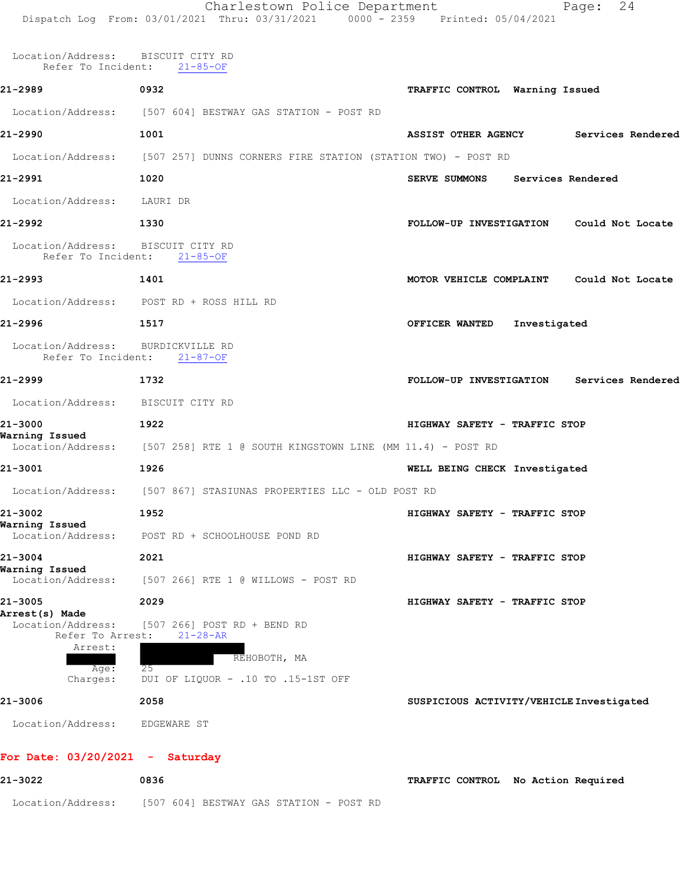Location/Address: BISCUIT CITY RD
Refer To Incident: 21-85-OF

**21-2989** **0932** **TRAFFIC CONTROL** **Warning Issued**

Location/Address: [507 604] BESTWAY GAS STATION - POST RD

**21-2990** **1001** **ASSIST OTHER AGENCY** **Services Rendered**

Location/Address: [507 257] DUNNS CORNERS FIRE STATION (STATION TWO) - POST RD

**21-2991** **1020** **SERVE SUMMONS** **Services Rendered**

Location/Address: LAURI DR

**21-2992** **1330** **FOLLOW-UP INVESTIGATION** **Could Not Locate**

Location/Address: BISCUIT CITY RD
Refer To Incident: 21-85-OF

**21-2993** **1401** **MOTOR VEHICLE COMPLAINT** **Could Not Locate**

Location/Address: POST RD + ROSS HILL RD

**21-2996** **1517** **OFFICER WANTED** **Investigated**

Location/Address: BURDICKVILLE RD
Refer To Incident: 21-87-OF

**21-2999** **1732** **FOLLOW-UP INVESTIGATION** **Services Rendered**

Location/Address: BISCUIT CITY RD

**21-3000** **1922** **HIGHWAY SAFETY - TRAFFIC STOP**
**Warning Issued**

Location/Address: [507 258] RTE 1 @ SOUTH KINGSTOWN LINE (MM 11.4) - POST RD

**21-3001** **1926** **WELL BEING CHECK** **Investigated**

Location/Address: [507 867] STASIUNAS PROPERTIES LLC - OLD POST RD

**21-3002** **1952** **HIGHWAY SAFETY - TRAFFIC STOP**
**Warning Issued**

Location/Address: POST RD + SCHOOLHOUSE POND RD

**21-3004** **2021** **HIGHWAY SAFETY - TRAFFIC STOP**
**Warning Issued**

Location/Address: [507 266] RTE 1 @ WILLOWS - POST RD

**21-3005** **2029** **HIGHWAY SAFETY - TRAFFIC STOP**
**Arrest(s) Made**

Location/Address: [507 266] POST RD + BEND RD
Refer To Arrest: 21-28-AR
Arrest: REHOBOTH, MA
Age: 25
Charges: DUI OF LIQUOR - .10 TO .15-1ST OFF

**21-3006** **2058** **SUSPICIOUS ACTIVITY/VEHICLE** **Investigated**

Location/Address: EDGEWARE ST

## For Date: 03/20/2021 - Saturday

**21-3022** **0836** **TRAFFIC CONTROL** **No Action Required**

Location/Address: [507 604] BESTWAY GAS STATION - POST RD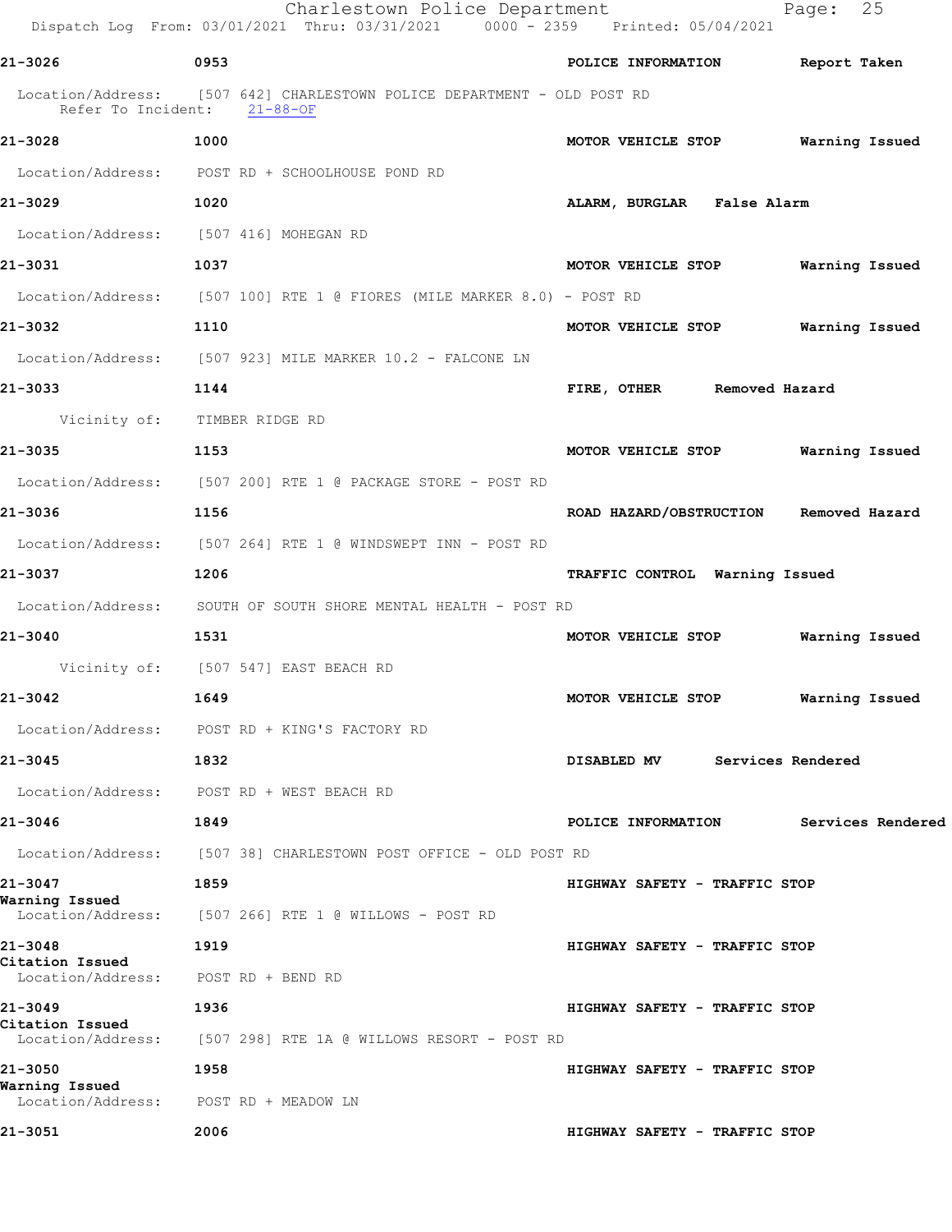Charlestown Police Department
Dispatch Log From: 03/01/2021 Thru: 03/31/2021 0000 - 2359 Printed: 05/04/2021

**21-3026** 0953 **POLICE INFORMATION** **Report Taken**

Location/Address: [507 642] CHARLESTOWN POLICE DEPARTMENT - OLD POST RD
Refer To Incident: 21-88-OF

**21-3028** 1000 **MOTOR VEHICLE STOP** **Warning Issued**

Location/Address: POST RD + SCHOOLHOUSE POND RD

**21-3029** 1020 **ALARM, BURGLAR** **False Alarm**

Location/Address: [507 416] MOHEGAN RD

**21-3031** 1037 **MOTOR VEHICLE STOP** **Warning Issued**

Location/Address: [507 100] RTE 1 @ FIORES (MILE MARKER 8.0) - POST RD

**21-3032** 1110 **MOTOR VEHICLE STOP** **Warning Issued**

Location/Address: [507 923] MILE MARKER 10.2 - FALCONE LN

**21-3033** 1144 **FIRE, OTHER** **Removed Hazard**

Vicinity of: TIMBER RIDGE RD

**21-3035** 1153 **MOTOR VEHICLE STOP** **Warning Issued**

Location/Address: [507 200] RTE 1 @ PACKAGE STORE - POST RD

**21-3036** 1156 **ROAD HAZARD/OBSTRUCTION** **Removed Hazard**

Location/Address: [507 264] RTE 1 @ WINDSWEPT INN - POST RD

**21-3037** 1206 **TRAFFIC CONTROL** **Warning Issued**

Location/Address: SOUTH OF SOUTH SHORE MENTAL HEALTH - POST RD

**21-3040** 1531 **MOTOR VEHICLE STOP** **Warning Issued**

Vicinity of: [507 547] EAST BEACH RD

**21-3042** 1649 **MOTOR VEHICLE STOP** **Warning Issued**

Location/Address: POST RD + KING'S FACTORY RD

**21-3045** 1832 **DISABLED MV** **Services Rendered**

Location/Address: POST RD + WEST BEACH RD

**21-3046** 1849 **POLICE INFORMATION** **Services Rendered**

Location/Address: [507 38] CHARLESTOWN POST OFFICE - OLD POST RD

**21-3047** 1859 **HIGHWAY SAFETY - TRAFFIC STOP**
**Warning Issued**
Location/Address: [507 266] RTE 1 @ WILLOWS - POST RD

**21-3048** 1919 **HIGHWAY SAFETY - TRAFFIC STOP**
**Citation Issued**
Location/Address: POST RD + BEND RD

**21-3049** 1936 **HIGHWAY SAFETY - TRAFFIC STOP**
**Citation Issued**
Location/Address: [507 298] RTE 1A @ WILLOWS RESORT - POST RD

**21-3050** 1958 **HIGHWAY SAFETY - TRAFFIC STOP**
**Warning Issued**
Location/Address: POST RD + MEADOW LN

**21-3051** 2006 **HIGHWAY SAFETY - TRAFFIC STOP**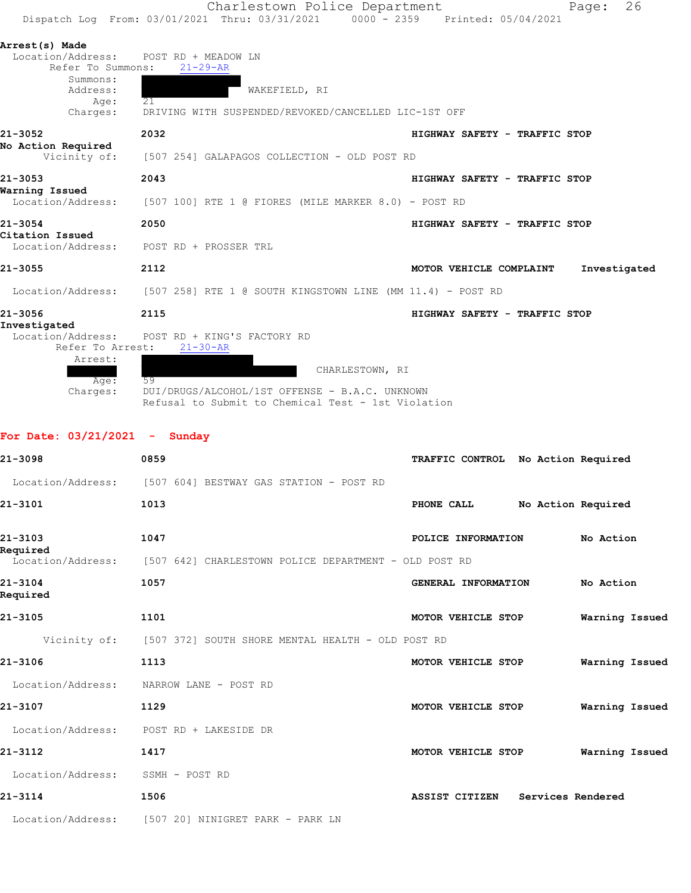**Arrest(s) Made**
Location/Address: POST RD + MEADOW LN
Refer To Summons: 21-29-AR
Summons:
Address: WAKEFIELD, RI
Age: 21
Charges: DRIVING WITH SUSPENDED/REVOKED/CANCELLED LIC-1ST OFF

**21-3052** 2032 **HIGHWAY SAFETY - TRAFFIC STOP**
**No Action Required**
Vicinity of: [507 254] GALAPAGOS COLLECTION - OLD POST RD

**21-3053** 2043 **HIGHWAY SAFETY - TRAFFIC STOP**
**Warning Issued**
Location/Address: [507 100] RTE 1 @ FIORES (MILE MARKER 8.0) - POST RD

**21-3054** 2050 **HIGHWAY SAFETY - TRAFFIC STOP**
**Citation Issued**
Location/Address: POST RD + PROSSER TRL

**21-3055** 2112 **MOTOR VEHICLE COMPLAINT Investigated**
Location/Address: [507 258] RTE 1 @ SOUTH KINGSTOWN LINE (MM 11.4) - POST RD

**21-3056** 2115 **HIGHWAY SAFETY - TRAFFIC STOP**
**Investigated**
Location/Address: POST RD + KING'S FACTORY RD
Refer To Arrest: 21-30-AR
Arrest:
CHARLESTOWN, RI
Age: 59
Charges: DUI/DRUGS/ALCOHOL/1ST OFFENSE - B.A.C. UNKNOWN
Refusal to Submit to Chemical Test - 1st Violation

## For Date: 03/21/2021 - Sunday

**21-3098** 0859 **TRAFFIC CONTROL No Action Required**
Location/Address: [507 604] BESTWAY GAS STATION - POST RD

**21-3101** 1013 **PHONE CALL No Action Required**

**21-3103** 1047 **POLICE INFORMATION No Action Required**
Location/Address: [507 642] CHARLESTOWN POLICE DEPARTMENT - OLD POST RD

**21-3104** 1057 **GENERAL INFORMATION No Action Required**

**21-3105** 1101 **MOTOR VEHICLE STOP Warning Issued**
Vicinity of: [507 372] SOUTH SHORE MENTAL HEALTH - OLD POST RD

**21-3106** 1113 **MOTOR VEHICLE STOP Warning Issued**
Location/Address: NARROW LANE - POST RD

**21-3107** 1129 **MOTOR VEHICLE STOP Warning Issued**
Location/Address: POST RD + LAKESIDE DR

**21-3112** 1417 **MOTOR VEHICLE STOP Warning Issued**
Location/Address: SSMH - POST RD

**21-3114** 1506 **ASSIST CITIZEN Services Rendered**
Location/Address: [507 20] NINIGRET PARK - PARK LN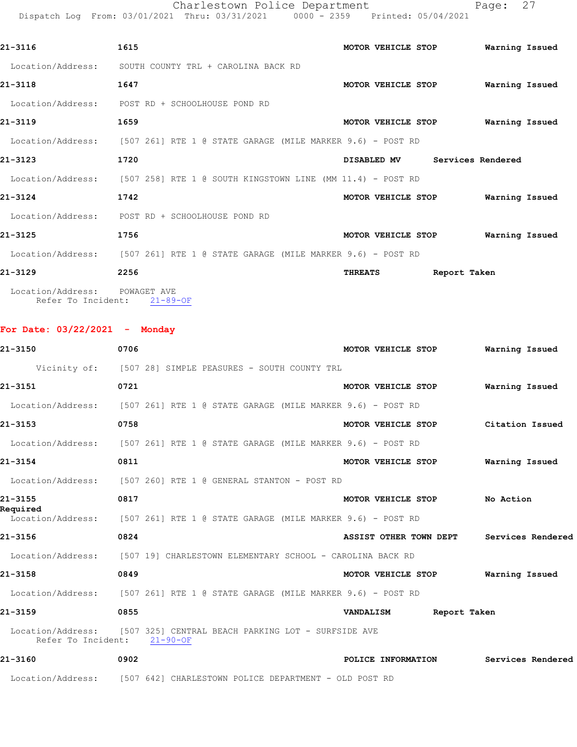21-3116 1615 MOTOR VEHICLE STOP Warning Issued

Location/Address: SOUTH COUNTY TRL + CAROLINA BACK RD

21-3118 1647 MOTOR VEHICLE STOP Warning Issued

Location/Address: POST RD + SCHOOLHOUSE POND RD

21-3119 1659 MOTOR VEHICLE STOP Warning Issued

Location/Address: [507 261] RTE 1 @ STATE GARAGE (MILE MARKER 9.6) - POST RD

21-3123 1720 DISABLED MV Services Rendered

Location/Address: [507 258] RTE 1 @ SOUTH KINGSTOWN LINE (MM 11.4) - POST RD

21-3124 1742 MOTOR VEHICLE STOP Warning Issued

Location/Address: POST RD + SCHOOLHOUSE POND RD

21-3125 1756 MOTOR VEHICLE STOP Warning Issued

Location/Address: [507 261] RTE 1 @ STATE GARAGE (MILE MARKER 9.6) - POST RD

21-3129 2256 THREATS Report Taken

Location/Address: POWAGET AVE
Refer To Incident: 21-89-OF

**For Date: 03/22/2021 - Monday**

21-3150 0706 MOTOR VEHICLE STOP Warning Issued

Vicinity of: [507 28] SIMPLE PEASURES - SOUTH COUNTY TRL

21-3151 0721 MOTOR VEHICLE STOP Warning Issued

Location/Address: [507 261] RTE 1 @ STATE GARAGE (MILE MARKER 9.6) - POST RD

21-3153 0758 MOTOR VEHICLE STOP Citation Issued

Location/Address: [507 261] RTE 1 @ STATE GARAGE (MILE MARKER 9.6) - POST RD

21-3154 0811 MOTOR VEHICLE STOP Warning Issued

Location/Address: [507 260] RTE 1 @ GENERAL STANTON - POST RD

21-3155 0817 MOTOR VEHICLE STOP No Action Required

Location/Address: [507 261] RTE 1 @ STATE GARAGE (MILE MARKER 9.6) - POST RD

21-3156 0824 ASSIST OTHER TOWN DEPT Services Rendered

Location/Address: [507 19] CHARLESTOWN ELEMENTARY SCHOOL - CAROLINA BACK RD

21-3158 0849 MOTOR VEHICLE STOP Warning Issued

Location/Address: [507 261] RTE 1 @ STATE GARAGE (MILE MARKER 9.6) - POST RD

21-3159 0855 VANDALISM Report Taken

Location/Address: [507 325] CENTRAL BEACH PARKING LOT - SURFSIDE AVE
Refer To Incident: 21-90-OF

21-3160 0902 POLICE INFORMATION Services Rendered

Location/Address: [507 642] CHARLESTOWN POLICE DEPARTMENT - OLD POST RD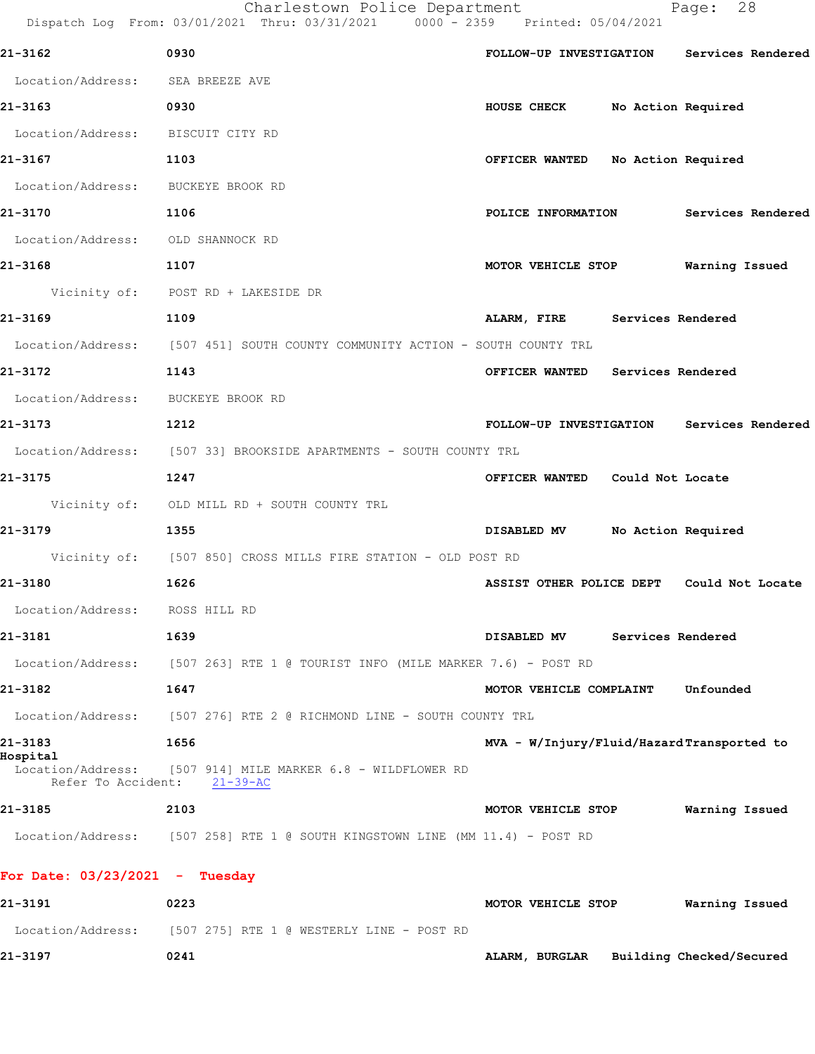**21-3162** 0930 **FOLLOW-UP INVESTIGATION** **Services Rendered**

Location/Address: SEA BREEZE AVE

**21-3163** 0930 **HOUSE CHECK** **No Action Required**

Location/Address: BISCUIT CITY RD

**21-3167** 1103 **OFFICER WANTED** **No Action Required**

Location/Address: BUCKEYE BROOK RD

**21-3170** 1106 **POLICE INFORMATION** **Services Rendered**

Location/Address: OLD SHANNOCK RD

**21-3168** 1107 **MOTOR VEHICLE STOP** **Warning Issued**

Vicinity of: POST RD + LAKESIDE DR

**21-3169** 1109 **ALARM, FIRE** **Services Rendered**

Location/Address: [507 451] SOUTH COUNTY COMMUNITY ACTION - SOUTH COUNTY TRL

**21-3172** 1143 **OFFICER WANTED** **Services Rendered**

Location/Address: BUCKEYE BROOK RD

**21-3173** 1212 **FOLLOW-UP INVESTIGATION** **Services Rendered**

Location/Address: [507 33] BROOKSIDE APARTMENTS - SOUTH COUNTY TRL

**21-3175** 1247 **OFFICER WANTED** **Could Not Locate**

Vicinity of: OLD MILL RD + SOUTH COUNTY TRL

**21-3179** 1355 **DISABLED MV** **No Action Required**

Vicinity of: [507 850] CROSS MILLS FIRE STATION - OLD POST RD

**21-3180** 1626 **ASSIST OTHER POLICE DEPT** **Could Not Locate**

Location/Address: ROSS HILL RD

**21-3181** 1639 **DISABLED MV** **Services Rendered**

Location/Address: [507 263] RTE 1 @ TOURIST INFO (MILE MARKER 7.6) - POST RD

**21-3182** 1647 **MOTOR VEHICLE COMPLAINT** **Unfounded**

Location/Address: [507 276] RTE 2 @ RICHMOND LINE - SOUTH COUNTY TRL

**21-3183** 1656 **MVA - W/Injury/Fluid/Hazard** **Transported to Hospital**

Location/Address: [507 914] MILE MARKER 6.8 - WILDFLOWER RD
Refer To Accident: 21-39-AC

**21-3185** 2103 **MOTOR VEHICLE STOP** **Warning Issued**

Location/Address: [507 258] RTE 1 @ SOUTH KINGSTOWN LINE (MM 11.4) - POST RD

## For Date: 03/23/2021 - Tuesday

**21-3191** 0223 **MOTOR VEHICLE STOP** **Warning Issued**

Location/Address: [507 275] RTE 1 @ WESTERLY LINE - POST RD

**21-3197** 0241 **ALARM, BURGLAR** **Building Checked/Secured**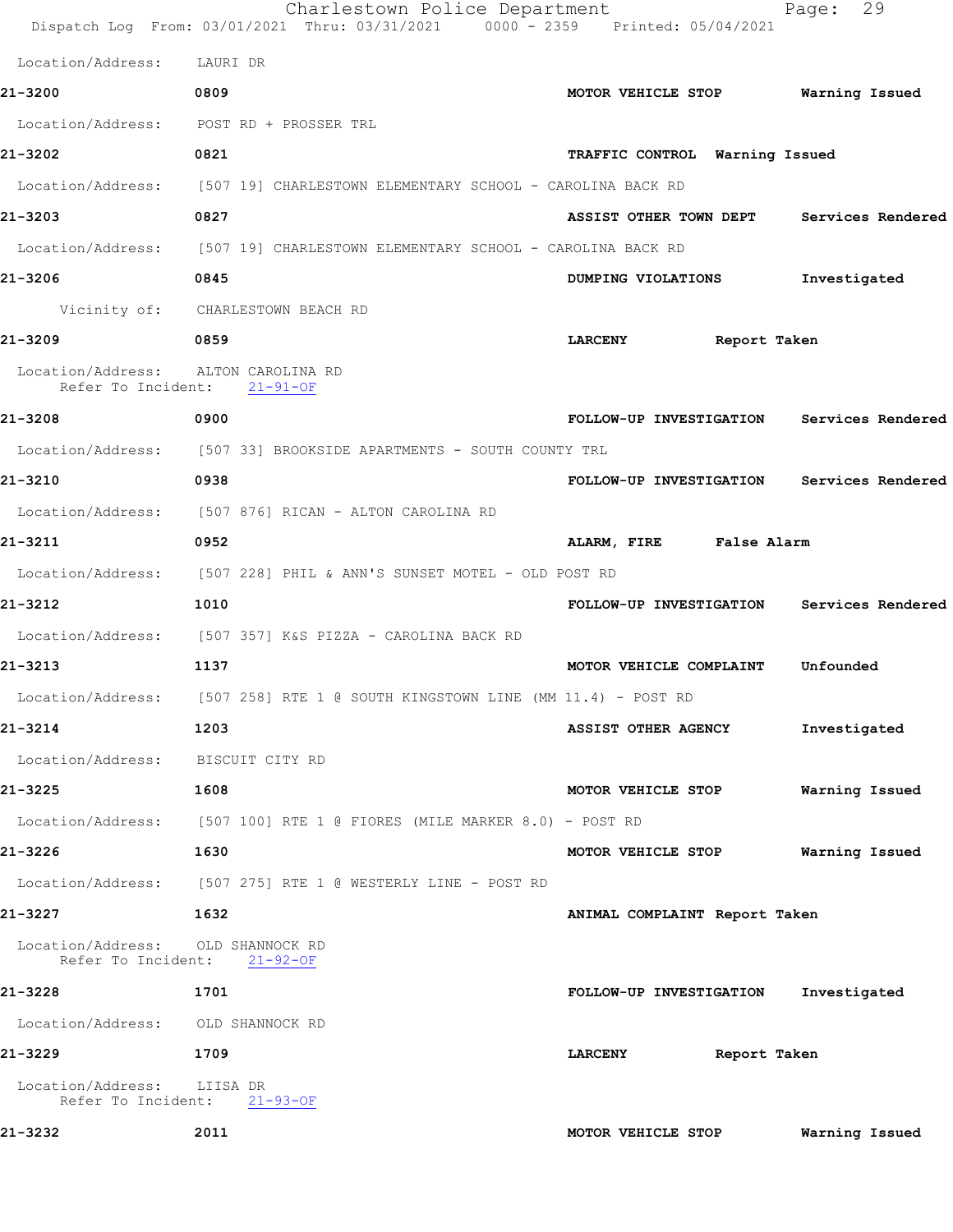Location/Address: LAURI DR

**21-3200** 0809 **MOTOR VEHICLE STOP** **Warning Issued**

Location/Address: POST RD + PROSSER TRL

**21-3202** 0821 **TRAFFIC CONTROL** **Warning Issued**

Location/Address: [507 19] CHARLESTOWN ELEMENTARY SCHOOL - CAROLINA BACK RD

**21-3203** 0827 **ASSIST OTHER TOWN DEPT** **Services Rendered**

Location/Address: [507 19] CHARLESTOWN ELEMENTARY SCHOOL - CAROLINA BACK RD

**21-3206** 0845 **DUMPING VIOLATIONS** **Investigated**

Vicinity of: CHARLESTOWN BEACH RD

**21-3209** 0859 **LARCENY** **Report Taken**

Location/Address: ALTON CAROLINA RD
Refer To Incident: 21-91-OF

**21-3208** 0900 **FOLLOW-UP INVESTIGATION** **Services Rendered**

Location/Address: [507 33] BROOKSIDE APARTMENTS - SOUTH COUNTY TRL

**21-3210** 0938 **FOLLOW-UP INVESTIGATION** **Services Rendered**

Location/Address: [507 876] RICAN - ALTON CAROLINA RD

**21-3211** 0952 **ALARM, FIRE** **False Alarm**

Location/Address: [507 228] PHIL & ANN'S SUNSET MOTEL - OLD POST RD

**21-3212** 1010 **FOLLOW-UP INVESTIGATION** **Services Rendered**

Location/Address: [507 357] K&S PIZZA - CAROLINA BACK RD

**21-3213** 1137 **MOTOR VEHICLE COMPLAINT** **Unfounded**

Location/Address: [507 258] RTE 1 @ SOUTH KINGSTOWN LINE (MM 11.4) - POST RD

**21-3214** 1203 **ASSIST OTHER AGENCY** **Investigated**

Location/Address: BISCUIT CITY RD

**21-3225** 1608 **MOTOR VEHICLE STOP** **Warning Issued**

Location/Address: [507 100] RTE 1 @ FIORES (MILE MARKER 8.0) - POST RD

**21-3226** 1630 **MOTOR VEHICLE STOP** **Warning Issued**

Location/Address: [507 275] RTE 1 @ WESTERLY LINE - POST RD

**21-3227** 1632 **ANIMAL COMPLAINT** **Report Taken**

Location/Address: OLD SHANNOCK RD
Refer To Incident: 21-92-OF

**21-3228** 1701 **FOLLOW-UP INVESTIGATION** **Investigated**

Location/Address: OLD SHANNOCK RD

**21-3229** 1709 **LARCENY** **Report Taken**

Location/Address: LIISA DR
Refer To Incident: 21-93-OF

**21-3232** 2011 **MOTOR VEHICLE STOP** **Warning Issued**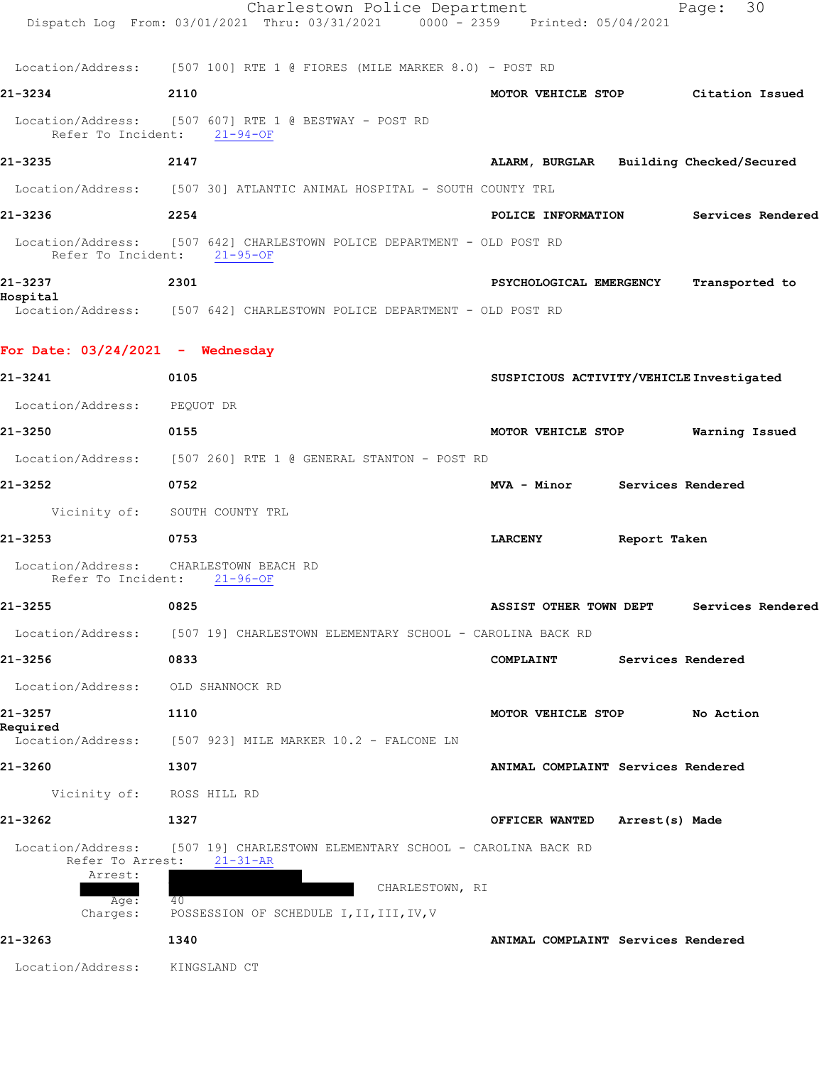Location/Address: [507 100] RTE 1 @ FIORES (MILE MARKER 8.0) - POST RD

**21-3234** **2110** **MOTOR VEHICLE STOP** **Citation Issued**

Location/Address: [507 607] RTE 1 @ BESTWAY - POST RD
Refer To Incident: 21-94-OF

**21-3235** **2147** **ALARM, BURGLAR** **Building Checked/Secured**

Location/Address: [507 30] ATLANTIC ANIMAL HOSPITAL - SOUTH COUNTY TRL

**21-3236** **2254** **POLICE INFORMATION** **Services Rendered**

Location/Address: [507 642] CHARLESTOWN POLICE DEPARTMENT - OLD POST RD
Refer To Incident: 21-95-OF

**21-3237** **2301** **PSYCHOLOGICAL EMERGENCY** **Transported to Hospital**

Location/Address: [507 642] CHARLESTOWN POLICE DEPARTMENT - OLD POST RD

## For Date: 03/24/2021 - Wednesday

**21-3241** **0105** **SUSPICIOUS ACTIVITY/VEHICLE** **Investigated**

Location/Address: PEQUOT DR

**21-3250** **0155** **MOTOR VEHICLE STOP** **Warning Issued**

Location/Address: [507 260] RTE 1 @ GENERAL STANTON - POST RD

**21-3252** **0752** **MVA - Minor** **Services Rendered**

Vicinity of: SOUTH COUNTY TRL

**21-3253** **0753** **LARCENY** **Report Taken**

Location/Address: CHARLESTOWN BEACH RD
Refer To Incident: 21-96-OF

**21-3255** **0825** **ASSIST OTHER TOWN DEPT** **Services Rendered**

Location/Address: [507 19] CHARLESTOWN ELEMENTARY SCHOOL - CAROLINA BACK RD

**21-3256** **0833** **COMPLAINT** **Services Rendered**

Location/Address: OLD SHANNOCK RD

**21-3257** **1110** **MOTOR VEHICLE STOP** **No Action Required**

Location/Address: [507 923] MILE MARKER 10.2 - FALCONE LN

**21-3260** **1307** **ANIMAL COMPLAINT** **Services Rendered**

Vicinity of: ROSS HILL RD

**21-3262** **1327** **OFFICER WANTED** **Arrest(s) Made**

Location/Address: [507 19] CHARLESTOWN ELEMENTARY SCHOOL - CAROLINA BACK RD
Refer To Arrest: 21-31-AR
Arrest: CHARLESTOWN, RI
Age: 40
Charges: POSSESSION OF SCHEDULE I,II,III,IV,V

**21-3263** **1340** **ANIMAL COMPLAINT** **Services Rendered**

Location/Address: KINGSLAND CT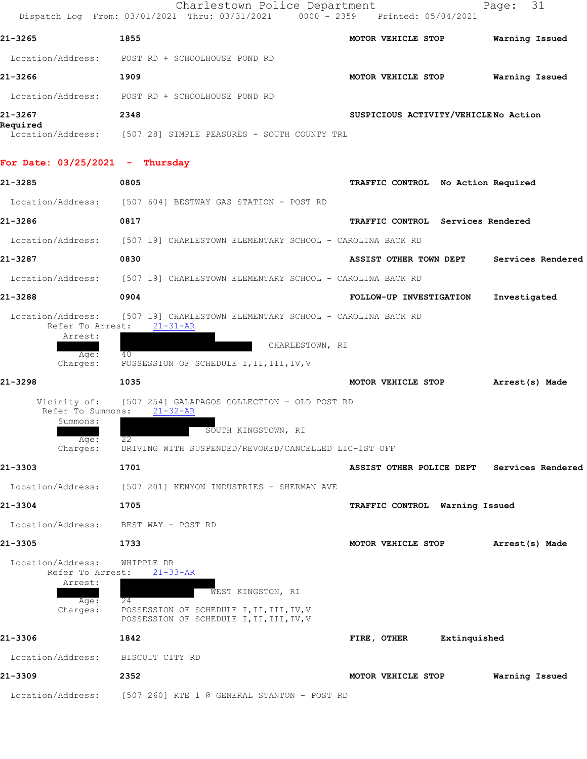21-3265 1855 MOTOR VEHICLE STOP Warning Issued

Location/Address: POST RD + SCHOOLHOUSE POND RD

21-3266 1909 MOTOR VEHICLE STOP Warning Issued

Location/Address: POST RD + SCHOOLHOUSE POND RD

21-3267 2348 SUSPICIOUS ACTIVITY/VEHICLE No Action Required

Location/Address: [507 28] SIMPLE PEASURES - SOUTH COUNTY TRL

**For Date: 03/25/2021 - Thursday**

21-3285 0805 TRAFFIC CONTROL No Action Required

Location/Address: [507 604] BESTWAY GAS STATION - POST RD

21-3286 0817 TRAFFIC CONTROL Services Rendered

Location/Address: [507 19] CHARLESTOWN ELEMENTARY SCHOOL - CAROLINA BACK RD

21-3287 0830 ASSIST OTHER TOWN DEPT Services Rendered

Location/Address: [507 19] CHARLESTOWN ELEMENTARY SCHOOL - CAROLINA BACK RD

21-3288 0904 FOLLOW-UP INVESTIGATION Investigated

Location/Address: [507 19] CHARLESTOWN ELEMENTARY SCHOOL - CAROLINA BACK RD
Refer To Arrest: 21-31-AR
Arrest: CHARLESTOWN, RI
Age: 40
Charges: POSSESSION OF SCHEDULE I,II,III,IV,V

21-3298 1035 MOTOR VEHICLE STOP Arrest(s) Made

Vicinity of: [507 254] GALAPAGOS COLLECTION - OLD POST RD
Refer To Summons: 21-32-AR
Summons: SOUTH KINGSTOWN, RI
Age: 22
Charges: DRIVING WITH SUSPENDED/REVOKED/CANCELLED LIC-1ST OFF

21-3303 1701 ASSIST OTHER POLICE DEPT Services Rendered

Location/Address: [507 201] KENYON INDUSTRIES - SHERMAN AVE

21-3304 1705 TRAFFIC CONTROL Warning Issued

Location/Address: BEST WAY - POST RD

21-3305 1733 MOTOR VEHICLE STOP Arrest(s) Made

Location/Address: WHIPPLE DR
Refer To Arrest: 21-33-AR
Arrest: WEST KINGSTON, RI
Age: 24
Charges: POSSESSION OF SCHEDULE I,II,III,IV,V
POSSESSION OF SCHEDULE I,II,III,IV,V

21-3306 1842 FIRE, OTHER Extinquished

Location/Address: BISCUIT CITY RD

21-3309 2352 MOTOR VEHICLE STOP Warning Issued

Location/Address: [507 260] RTE 1 @ GENERAL STANTON - POST RD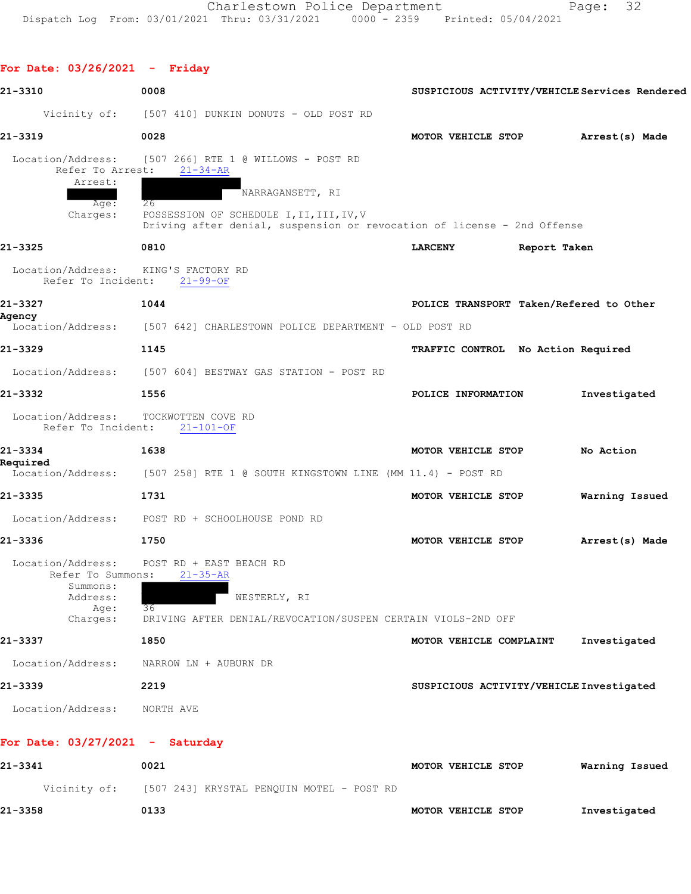## For Date: 03/26/2021 - Friday

**21-3310** | **0008** | **SUSPICIOUS ACTIVITY/VEHICLE** | **Services Rendered**

Vicinity of: [507 410] DUNKIN DONUTS - OLD POST RD

**21-3319** | **0028** | **MOTOR VEHICLE STOP** | **Arrest(s) Made**

Location/Address: [507 266] RTE 1 @ WILLOWS - POST RD
Refer To Arrest: 21-34-AR
Arrest:
NARRAGANSETT, RI
Age: 26
Charges: POSSESSION OF SCHEDULE I,II,III,IV,V
Driving after denial, suspension or revocation of license - 2nd Offense

**21-3325** | **0810** | **LARCENY** | **Report Taken**

Location/Address: KING'S FACTORY RD
Refer To Incident: 21-99-OF

**21-3327** | **1044** | **POLICE TRANSPORT** | **Taken/Refered to Other Agency**

Location/Address: [507 642] CHARLESTOWN POLICE DEPARTMENT - OLD POST RD

**21-3329** | **1145** | **TRAFFIC CONTROL** | **No Action Required**

Location/Address: [507 604] BESTWAY GAS STATION - POST RD

**21-3332** | **1556** | **POLICE INFORMATION** | **Investigated**

Location/Address: TOCKWOTTEN COVE RD
Refer To Incident: 21-101-OF

**21-3334** | **1638** | **MOTOR VEHICLE STOP** | **No Action Required**

Location/Address: [507 258] RTE 1 @ SOUTH KINGSTOWN LINE (MM 11.4) - POST RD

**21-3335** | **1731** | **MOTOR VEHICLE STOP** | **Warning Issued**

Location/Address: POST RD + SCHOOLHOUSE POND RD

**21-3336** | **1750** | **MOTOR VEHICLE STOP** | **Arrest(s) Made**

Location/Address: POST RD + EAST BEACH RD
Refer To Summons: 21-35-AR
Summons:
Address: WESTERLY, RI
Age: 36
Charges: DRIVING AFTER DENIAL/REVOCATION/SUSPEN CERTAIN VIOLS-2ND OFF

**21-3337** | **1850** | **MOTOR VEHICLE COMPLAINT** | **Investigated**

Location/Address: NARROW LN + AUBURN DR

**21-3339** | **2219** | **SUSPICIOUS ACTIVITY/VEHICLE** | **Investigated**

Location/Address: NORTH AVE

## For Date: 03/27/2021 - Saturday

**21-3341** | **0021** | **MOTOR VEHICLE STOP** | **Warning Issued**

Vicinity of: [507 243] KRYSTAL PENQUIN MOTEL - POST RD

**21-3358** | **0133** | **MOTOR VEHICLE STOP** | **Investigated**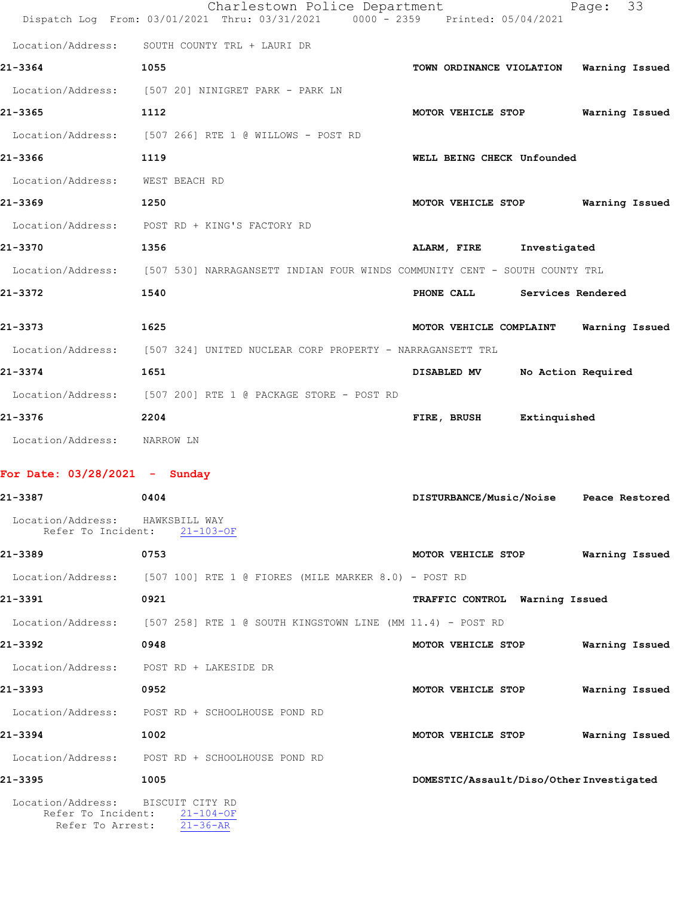Location/Address: SOUTH COUNTY TRL + LAURI DR

**21-3364** 1055 **TOWN ORDINANCE VIOLATION** **Warning Issued**

Location/Address: [507 20] NINIGRET PARK - PARK LN

**21-3365** 1112 **MOTOR VEHICLE STOP** **Warning Issued**

Location/Address: [507 266] RTE 1 @ WILLOWS - POST RD

**21-3366** 1119 **WELL BEING CHECK** **Unfounded**

Location/Address: WEST BEACH RD

**21-3369** 1250 **MOTOR VEHICLE STOP** **Warning Issued**

Location/Address: POST RD + KING'S FACTORY RD

**21-3370** 1356 **ALARM, FIRE** **Investigated**

Location/Address: [507 530] NARRAGANSETT INDIAN FOUR WINDS COMMUNITY CENT - SOUTH COUNTY TRL

**21-3372** 1540 **PHONE CALL** **Services Rendered**

**21-3373** 1625 **MOTOR VEHICLE COMPLAINT** **Warning Issued**

Location/Address: [507 324] UNITED NUCLEAR CORP PROPERTY - NARRAGANSETT TRL

**21-3374** 1651 **DISABLED MV** **No Action Required**

Location/Address: [507 200] RTE 1 @ PACKAGE STORE - POST RD

**21-3376** 2204 **FIRE, BRUSH** **Extinquished**

Location/Address: NARROW LN

## For Date: 03/28/2021 - Sunday

**21-3387** 0404 **DISTURBANCE/Music/Noise** **Peace Restored**

Location/Address: HAWKSBILL WAY
Refer To Incident: 21-103-OF

**21-3389** 0753 **MOTOR VEHICLE STOP** **Warning Issued**

Location/Address: [507 100] RTE 1 @ FIORES (MILE MARKER 8.0) - POST RD

**21-3391** 0921 **TRAFFIC CONTROL** **Warning Issued**

Location/Address: [507 258] RTE 1 @ SOUTH KINGSTOWN LINE (MM 11.4) - POST RD

**21-3392** 0948 **MOTOR VEHICLE STOP** **Warning Issued**

Location/Address: POST RD + LAKESIDE DR

**21-3393** 0952 **MOTOR VEHICLE STOP** **Warning Issued**

Location/Address: POST RD + SCHOOLHOUSE POND RD

**21-3394** 1002 **MOTOR VEHICLE STOP** **Warning Issued**

Location/Address: POST RD + SCHOOLHOUSE POND RD

**21-3395** 1005 **DOMESTIC/Assault/Diso/Other** **Investigated**

Location/Address: BISCUIT CITY RD
Refer To Incident: 21-104-OF
Refer To Arrest: 21-36-AR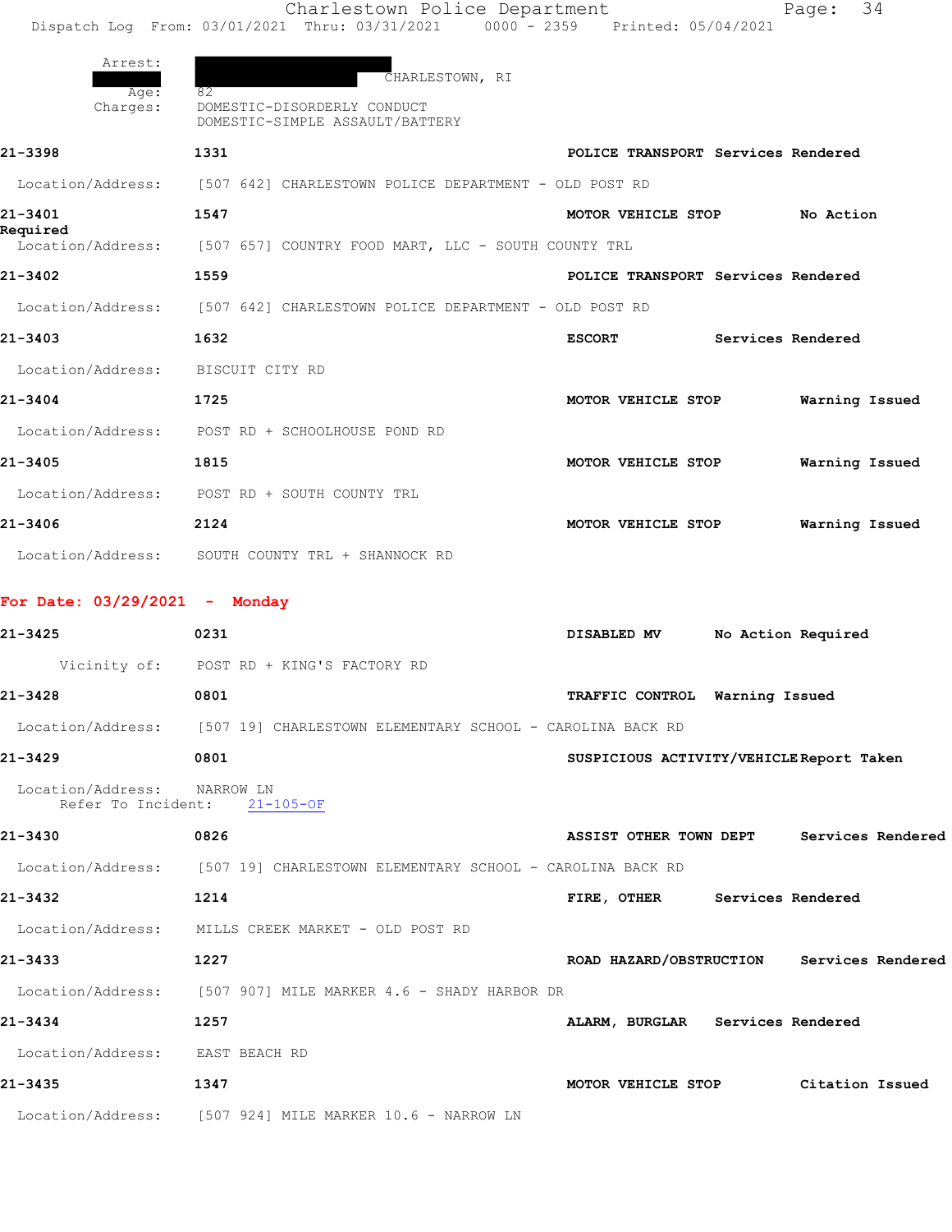Arrest: CHARLESTOWN, RI
Age: 82
Charges: DOMESTIC-DISORDERLY CONDUCT
DOMESTIC-SIMPLE ASSAULT/BATTERY

**21-3398** **1331** **POLICE TRANSPORT Services Rendered**

Location/Address: [507 642] CHARLESTOWN POLICE DEPARTMENT - OLD POST RD

**21-3401** **1547** **MOTOR VEHICLE STOP No Action Required**

Location/Address: [507 657] COUNTRY FOOD MART, LLC - SOUTH COUNTY TRL

**21-3402** **1559** **POLICE TRANSPORT Services Rendered**

Location/Address: [507 642] CHARLESTOWN POLICE DEPARTMENT - OLD POST RD

**21-3403** **1632** **ESCORT Services Rendered**

Location/Address: BISCUIT CITY RD

**21-3404** **1725** **MOTOR VEHICLE STOP Warning Issued**

Location/Address: POST RD + SCHOOLHOUSE POND RD

**21-3405** **1815** **MOTOR VEHICLE STOP Warning Issued**

Location/Address: POST RD + SOUTH COUNTY TRL

**21-3406** **2124** **MOTOR VEHICLE STOP Warning Issued**

Location/Address: SOUTH COUNTY TRL + SHANNOCK RD

## For Date: 03/29/2021 - Monday

**21-3425** **0231** **DISABLED MV No Action Required**

Vicinity of: POST RD + KING'S FACTORY RD

**21-3428** **0801** **TRAFFIC CONTROL Warning Issued**

Location/Address: [507 19] CHARLESTOWN ELEMENTARY SCHOOL - CAROLINA BACK RD

**21-3429** **0801** **SUSPICIOUS ACTIVITY/VEHICLE Report Taken**

Location/Address: NARROW LN
Refer To Incident: 21-105-OF

**21-3430** **0826** **ASSIST OTHER TOWN DEPT Services Rendered**

Location/Address: [507 19] CHARLESTOWN ELEMENTARY SCHOOL - CAROLINA BACK RD

**21-3432** **1214** **FIRE, OTHER Services Rendered**

Location/Address: MILLS CREEK MARKET - OLD POST RD

**21-3433** **1227** **ROAD HAZARD/OBSTRUCTION Services Rendered**

Location/Address: [507 907] MILE MARKER 4.6 - SHADY HARBOR DR

**21-3434** **1257** **ALARM, BURGLAR Services Rendered**

Location/Address: EAST BEACH RD

**21-3435** **1347** **MOTOR VEHICLE STOP Citation Issued**

Location/Address: [507 924] MILE MARKER 10.6 - NARROW LN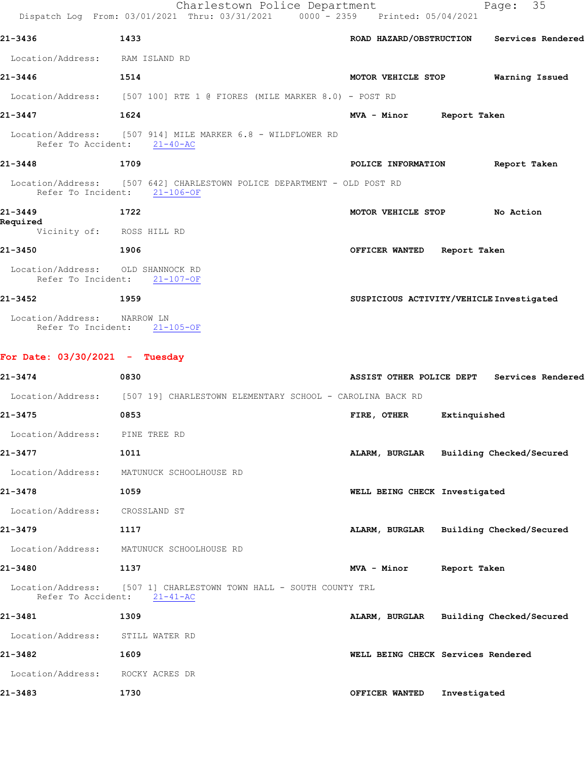**21-3436** 1433 ROAD HAZARD/OBSTRUCTION Services Rendered

Location/Address: RAM ISLAND RD

**21-3446** 1514 MOTOR VEHICLE STOP Warning Issued

Location/Address: [507 100] RTE 1 @ FIORES (MILE MARKER 8.0) - POST RD

**21-3447** 1624 MVA - Minor Report Taken

Location/Address: [507 914] MILE MARKER 6.8 - WILDFLOWER RD
Refer To Accident: 21-40-AC

**21-3448** 1709 POLICE INFORMATION Report Taken

Location/Address: [507 642] CHARLESTOWN POLICE DEPARTMENT - OLD POST RD
Refer To Incident: 21-106-OF

**21-3449** 1722 MOTOR VEHICLE STOP No Action Required

Vicinity of: ROSS HILL RD

**21-3450** 1906 OFFICER WANTED Report Taken

Location/Address: OLD SHANNOCK RD
Refer To Incident: 21-107-OF

**21-3452** 1959 SUSPICIOUS ACTIVITY/VEHICLE Investigated

Location/Address: NARROW LN
Refer To Incident: 21-105-OF

## For Date: 03/30/2021 - Tuesday

**21-3474** 0830 ASSIST OTHER POLICE DEPT Services Rendered

Location/Address: [507 19] CHARLESTOWN ELEMENTARY SCHOOL - CAROLINA BACK RD

**21-3475** 0853 FIRE, OTHER Extinquished

Location/Address: PINE TREE RD

**21-3477** 1011 ALARM, BURGLAR Building Checked/Secured

Location/Address: MATUNUCK SCHOOLHOUSE RD

**21-3478** 1059 WELL BEING CHECK Investigated

Location/Address: CROSSLAND ST

**21-3479** 1117 ALARM, BURGLAR Building Checked/Secured

Location/Address: MATUNUCK SCHOOLHOUSE RD

**21-3480** 1137 MVA - Minor Report Taken

Location/Address: [507 1] CHARLESTOWN TOWN HALL - SOUTH COUNTY TRL
Refer To Accident: 21-41-AC

**21-3481** 1309 ALARM, BURGLAR Building Checked/Secured

Location/Address: STILL WATER RD

**21-3482** 1609 WELL BEING CHECK Services Rendered

Location/Address: ROCKY ACRES DR

**21-3483** 1730 OFFICER WANTED Investigated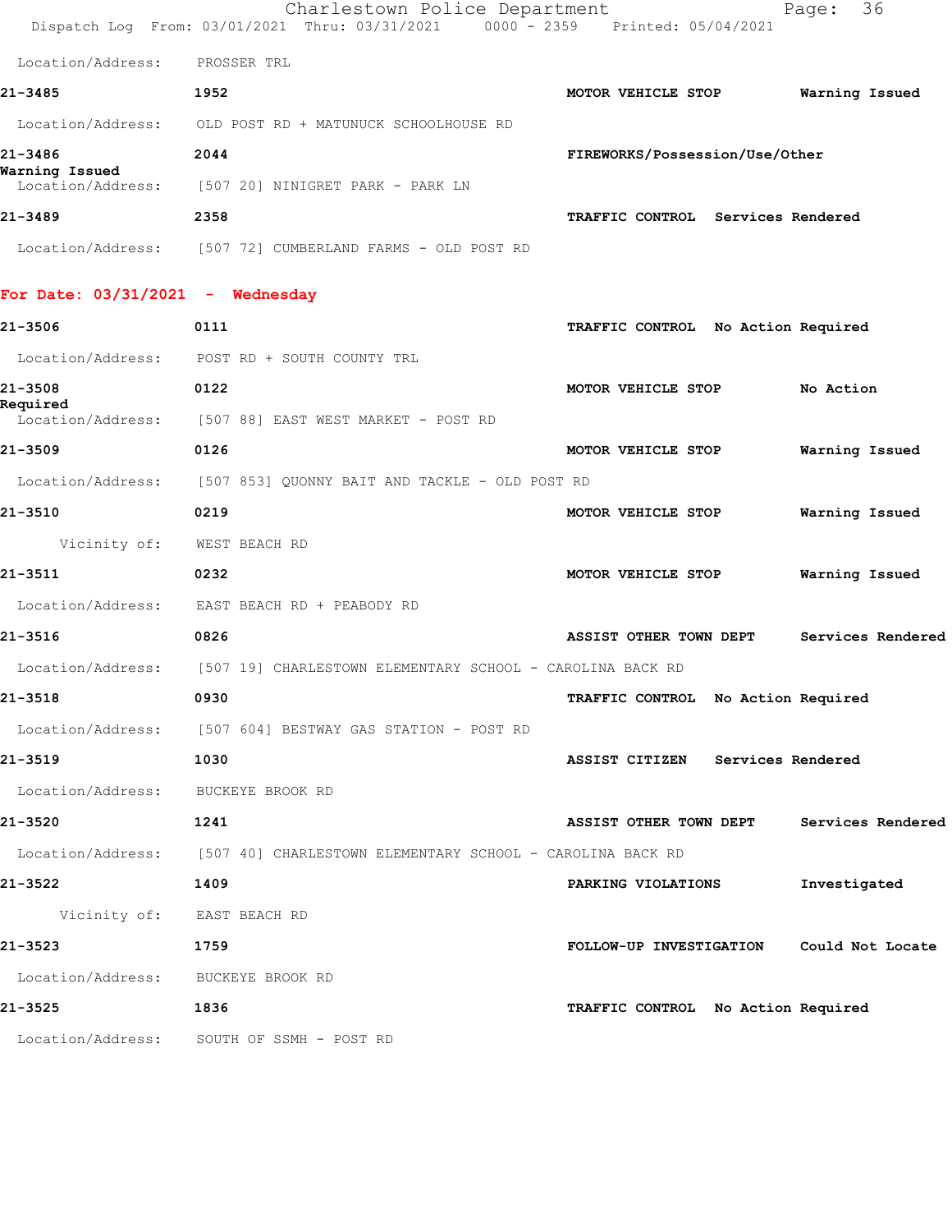Location/Address: PROSSER TRL

**21-3485** **1952** **MOTOR VEHICLE STOP** **Warning Issued**

Location/Address: OLD POST RD + MATUNUCK SCHOOLHOUSE RD

**21-3486** **2044** **FIREWORKS/Possession/Use/Other** **Warning Issued**

Location/Address: [507 20] NINIGRET PARK - PARK LN

**21-3489** **2358** **TRAFFIC CONTROL** **Services Rendered**

Location/Address: [507 72] CUMBERLAND FARMS - OLD POST RD

## For Date: 03/31/2021 - Wednesday

**21-3506** **0111** **TRAFFIC CONTROL** **No Action Required**

Location/Address: POST RD + SOUTH COUNTY TRL

**21-3508** **0122** **MOTOR VEHICLE STOP** **No Action Required**

Location/Address: [507 88] EAST WEST MARKET - POST RD

**21-3509** **0126** **MOTOR VEHICLE STOP** **Warning Issued**

Location/Address: [507 853] QUONNY BAIT AND TACKLE - OLD POST RD

**21-3510** **0219** **MOTOR VEHICLE STOP** **Warning Issued**

Vicinity of: WEST BEACH RD

**21-3511** **0232** **MOTOR VEHICLE STOP** **Warning Issued**

Location/Address: EAST BEACH RD + PEABODY RD

**21-3516** **0826** **ASSIST OTHER TOWN DEPT** **Services Rendered**

Location/Address: [507 19] CHARLESTOWN ELEMENTARY SCHOOL - CAROLINA BACK RD

**21-3518** **0930** **TRAFFIC CONTROL** **No Action Required**

Location/Address: [507 604] BESTWAY GAS STATION - POST RD

**21-3519** **1030** **ASSIST CITIZEN** **Services Rendered**

Location/Address: BUCKEYE BROOK RD

**21-3520** **1241** **ASSIST OTHER TOWN DEPT** **Services Rendered**

Location/Address: [507 40] CHARLESTOWN ELEMENTARY SCHOOL - CAROLINA BACK RD

**21-3522** **1409** **PARKING VIOLATIONS** **Investigated**

Vicinity of: EAST BEACH RD

**21-3523** **1759** **FOLLOW-UP INVESTIGATION** **Could Not Locate**

Location/Address: BUCKEYE BROOK RD

**21-3525** **1836** **TRAFFIC CONTROL** **No Action Required**

Location/Address: SOUTH OF SSMH - POST RD